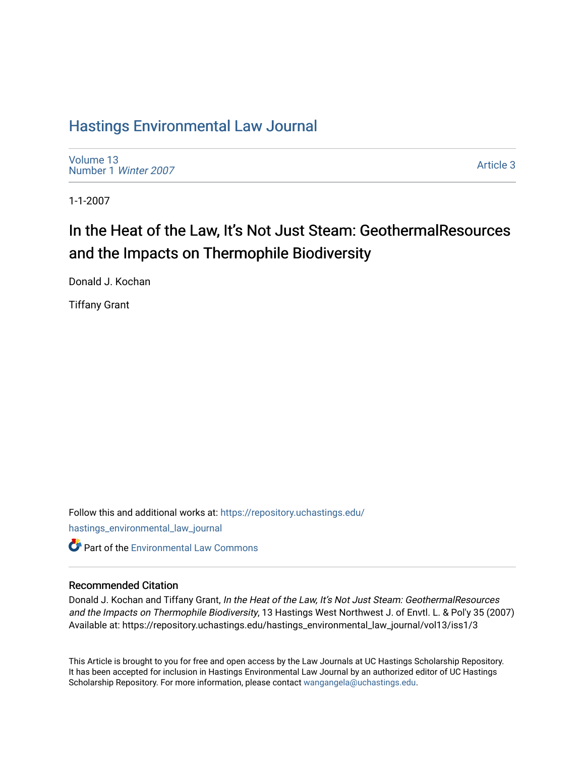# Hastings Environmental Law Journal

Volume 13
Number 1 *Winter 2007*

Article 3

1-1-2007

## In the Heat of the Law, It's Not Just Steam: GeothermalResources and the Impacts on Thermophile Biodiversity

Donald J. Kochan

Tiffany Grant

Follow this and additional works at: https://repository.uchastings.edu/hastings_environmental_law_journal

Part of the Environmental Law Commons

### Recommended Citation

Donald J. Kochan and Tiffany Grant, *In the Heat of the Law, It's Not Just Steam: GeothermalResources and the Impacts on Thermophile Biodiversity*, 13 Hastings West Northwest J. of Envtl. L. & Pol'y 35 (2007)
Available at: https://repository.uchastings.edu/hastings_environmental_law_journal/vol13/iss1/3

This Article is brought to you for free and open access by the Law Journals at UC Hastings Scholarship Repository. It has been accepted for inclusion in Hastings Environmental Law Journal by an authorized editor of UC Hastings Scholarship Repository. For more information, please contact wangangela@uchastings.edu.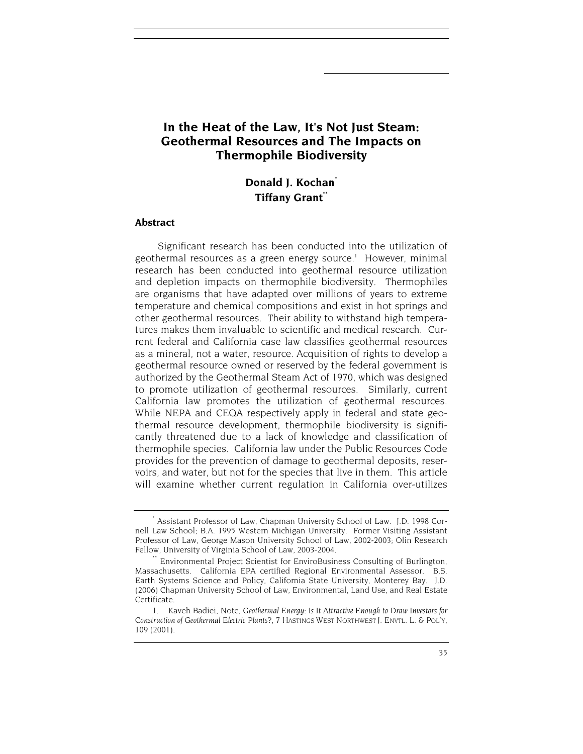# In the Heat of the Law, It's Not Just Steam: Geothermal Resources and The Impacts on Thermophile Biodiversity

**Donald J. Kochan[*]**
**Tiffany Grant[**]**

### Abstract

Significant research has been conducted into the utilization of geothermal resources as a green energy source.[1] However, minimal research has been conducted into geothermal resource utilization and depletion impacts on thermophile biodiversity. Thermophiles are organisms that have adapted over millions of years to extreme temperature and chemical compositions and exist in hot springs and other geothermal resources. Their ability to withstand high temperatures makes them invaluable to scientific and medical research. Current federal and California case law classifies geothermal resources as a mineral, not a water, resource. Acquisition of rights to develop a geothermal resource owned or reserved by the federal government is authorized by the Geothermal Steam Act of 1970, which was designed to promote utilization of geothermal resources. Similarly, current California law promotes the utilization of geothermal resources. While NEPA and CEQA respectively apply in federal and state geothermal resource development, thermophile biodiversity is significantly threatened due to a lack of knowledge and classification of thermophile species. California law under the Public Resources Code provides for the prevention of damage to geothermal deposits, reservoirs, and water, but not for the species that live in them. This article will examine whether current regulation in California over-utilizes

---

[*] Assistant Professor of Law, Chapman University School of Law. J.D. 1998 Cornell Law School; B.A. 1995 Western Michigan University. Former Visiting Assistant Professor of Law, George Mason University School of Law, 2002-2003; Olin Research Fellow, University of Virginia School of Law, 2003-2004.

[**] Environmental Project Scientist for EnviroBusiness Consulting of Burlington, Massachusetts. California EPA certified Regional Environmental Assessor. B.S. Earth Systems Science and Policy, California State University, Monterey Bay. J.D. (2006) Chapman University School of Law, Environmental, Land Use, and Real Estate Certificate.

1. Kaveh Badiei, Note, *Geothermal Energy: Is It Attractive Enough to Draw Investors for Construction of Geothermal Electric Plants?*, 7 HASTINGS WEST NORTHWEST J. ENVTL. L. & POL'Y, 109 (2001).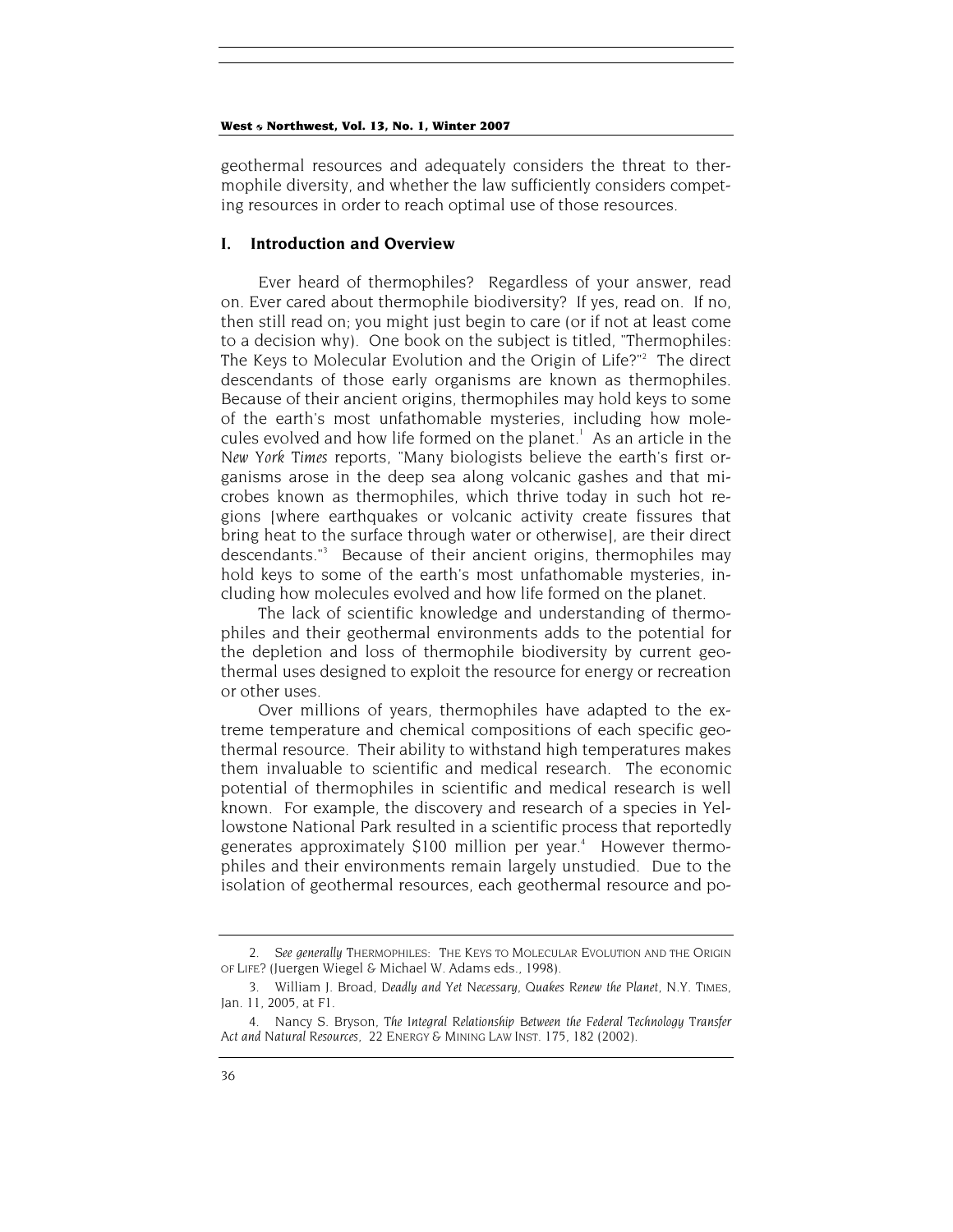geothermal resources and adequately considers the threat to thermophile diversity, and whether the law sufficiently considers competing resources in order to reach optimal use of those resources.

## I. Introduction and Overview

Ever heard of thermophiles? Regardless of your answer, read on. Ever cared about thermophile biodiversity? If yes, read on. If no, then still read on; you might just begin to care (or if not at least come to a decision why). One book on the subject is titled, "Thermophiles: The Keys to Molecular Evolution and the Origin of Life?"[2] The direct descendants of those early organisms are known as thermophiles. Because of their ancient origins, thermophiles may hold keys to some of the earth's most unfathomable mysteries, including how molecules evolved and how life formed on the planet.[1] As an article in the *New York Times* reports, "Many biologists believe the earth's first organisms arose in the deep sea along volcanic gashes and that microbes known as thermophiles, which thrive today in such hot regions [where earthquakes or volcanic activity create fissures that bring heat to the surface through water or otherwise], are their direct descendants."[3] Because of their ancient origins, thermophiles may hold keys to some of the earth's most unfathomable mysteries, including how molecules evolved and how life formed on the planet.

The lack of scientific knowledge and understanding of thermophiles and their geothermal environments adds to the potential for the depletion and loss of thermophile biodiversity by current geothermal uses designed to exploit the resource for energy or recreation or other uses.

Over millions of years, thermophiles have adapted to the extreme temperature and chemical compositions of each specific geothermal resource. Their ability to withstand high temperatures makes them invaluable to scientific and medical research. The economic potential of thermophiles in scientific and medical research is well known. For example, the discovery and research of a species in Yellowstone National Park resulted in a scientific process that reportedly generates approximately $100 million per year.[4] However thermophiles and their environments remain largely unstudied. Due to the isolation of geothermal resources, each geothermal resource and po-

---

2. *See generally* THERMOPHILES: THE KEYS TO MOLECULAR EVOLUTION AND THE ORIGIN OF LIFE? (Juergen Wiegel & Michael W. Adams eds., 1998).

3. William J. Broad, *Deadly and Yet Necessary, Quakes Renew the Planet*, N.Y. TIMES, Jan. 11, 2005, at F1.

4. Nancy S. Bryson, *The Integral Relationship Between the Federal Technology Transfer Act and Natural Resources*, 22 ENERGY & MINING LAW INST. 175, 182 (2002).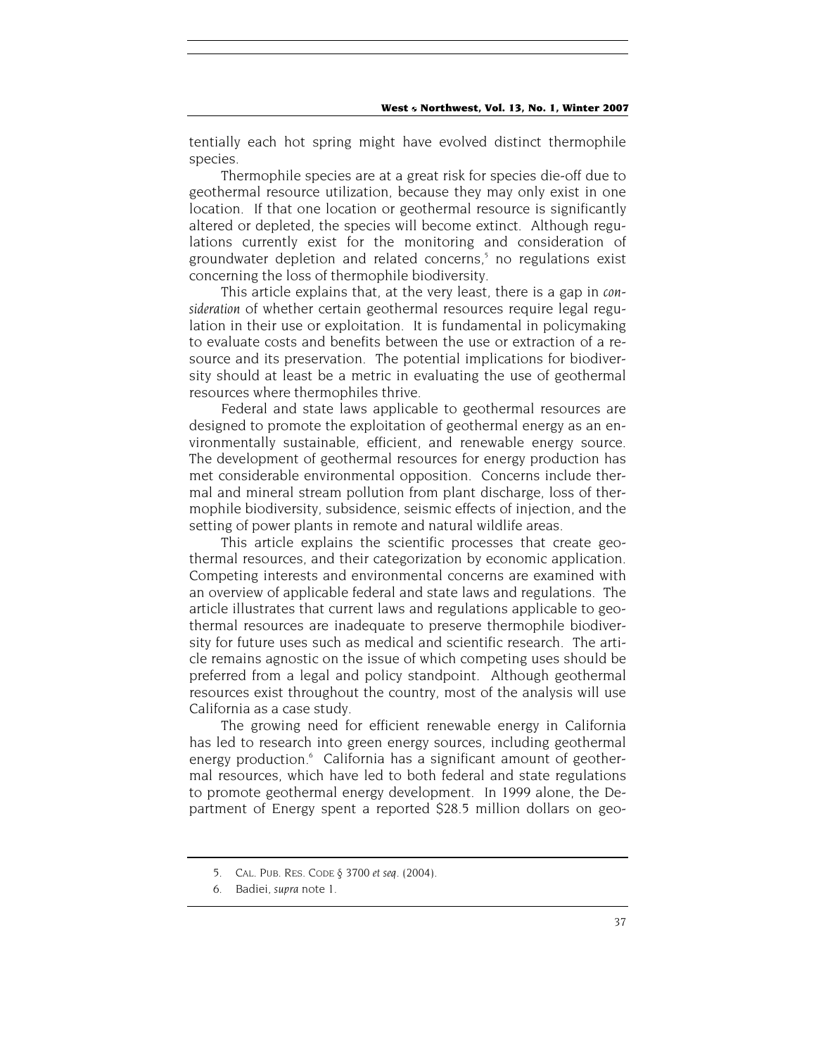tentially each hot spring might have evolved distinct thermophile species.

Thermophile species are at a great risk for species die-off due to geothermal resource utilization, because they may only exist in one location. If that one location or geothermal resource is significantly altered or depleted, the species will become extinct. Although regulations currently exist for the monitoring and consideration of groundwater depletion and related concerns,[5] no regulations exist concerning the loss of thermophile biodiversity.

This article explains that, at the very least, there is a gap in *consideration* of whether certain geothermal resources require legal regulation in their use or exploitation. It is fundamental in policymaking to evaluate costs and benefits between the use or extraction of a resource and its preservation. The potential implications for biodiversity should at least be a metric in evaluating the use of geothermal resources where thermophiles thrive.

Federal and state laws applicable to geothermal resources are designed to promote the exploitation of geothermal energy as an environmentally sustainable, efficient, and renewable energy source. The development of geothermal resources for energy production has met considerable environmental opposition. Concerns include thermal and mineral stream pollution from plant discharge, loss of thermophile biodiversity, subsidence, seismic effects of injection, and the setting of power plants in remote and natural wildlife areas.

This article explains the scientific processes that create geothermal resources, and their categorization by economic application. Competing interests and environmental concerns are examined with an overview of applicable federal and state laws and regulations. The article illustrates that current laws and regulations applicable to geothermal resources are inadequate to preserve thermophile biodiversity for future uses such as medical and scientific research. The article remains agnostic on the issue of which competing uses should be preferred from a legal and policy standpoint. Although geothermal resources exist throughout the country, most of the analysis will use California as a case study.

The growing need for efficient renewable energy in California has led to research into green energy sources, including geothermal energy production.[6] California has a significant amount of geothermal resources, which have led to both federal and state regulations to promote geothermal energy development. In 1999 alone, the Department of Energy spent a reported $28.5 million dollars on geo-

5. CAL. PUB. RES. CODE § 3700 *et seq*. (2004).

6. Badiei, *supra* note 1.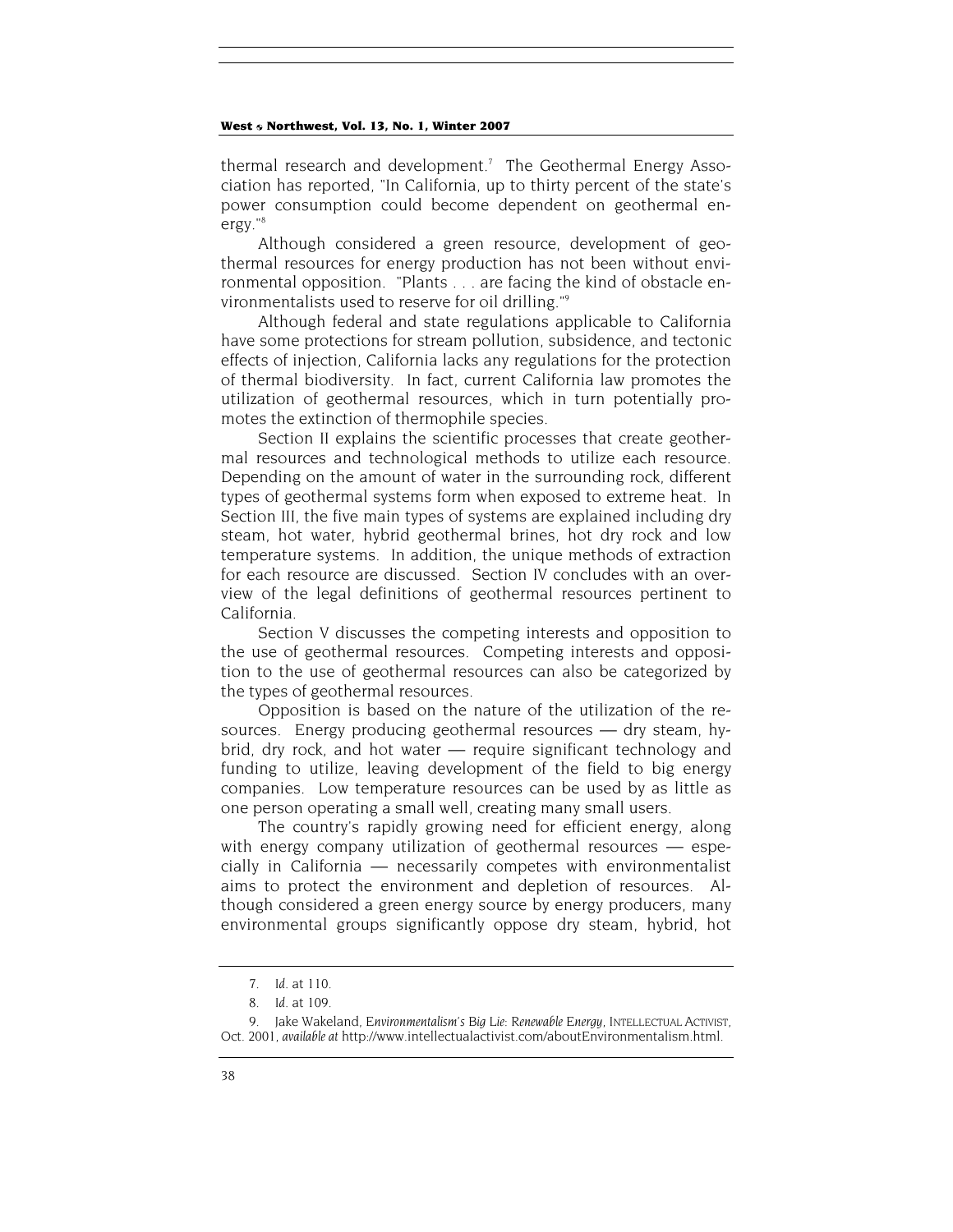thermal research and development.[7] The Geothermal Energy Association has reported, "In California, up to thirty percent of the state's power consumption could become dependent on geothermal energy."[8]

Although considered a green resource, development of geothermal resources for energy production has not been without environmental opposition. "Plants . . . are facing the kind of obstacle environmentalists used to reserve for oil drilling."[9]

Although federal and state regulations applicable to California have some protections for stream pollution, subsidence, and tectonic effects of injection, California lacks any regulations for the protection of thermal biodiversity. In fact, current California law promotes the utilization of geothermal resources, which in turn potentially promotes the extinction of thermophile species.

Section II explains the scientific processes that create geothermal resources and technological methods to utilize each resource. Depending on the amount of water in the surrounding rock, different types of geothermal systems form when exposed to extreme heat. In Section III, the five main types of systems are explained including dry steam, hot water, hybrid geothermal brines, hot dry rock and low temperature systems. In addition, the unique methods of extraction for each resource are discussed. Section IV concludes with an overview of the legal definitions of geothermal resources pertinent to California.

Section V discusses the competing interests and opposition to the use of geothermal resources. Competing interests and opposition to the use of geothermal resources can also be categorized by the types of geothermal resources.

Opposition is based on the nature of the utilization of the resources. Energy producing geothermal resources — dry steam, hybrid, dry rock, and hot water — require significant technology and funding to utilize, leaving development of the field to big energy companies. Low temperature resources can be used by as little as one person operating a small well, creating many small users.

The country's rapidly growing need for efficient energy, along with energy company utilization of geothermal resources — especially in California — necessarily competes with environmentalist aims to protect the environment and depletion of resources. Although considered a green energy source by energy producers, many environmental groups significantly oppose dry steam, hybrid, hot

---

7. *Id.* at 110.

8. *Id.* at 109.

9. Jake Wakeland, *Environmentalism's Big Lie: Renewable Energy*, INTELLECTUAL ACTIVIST, Oct. 2001, *available at* http://www.intellectualactivist.com/aboutEnvironmentalism.html.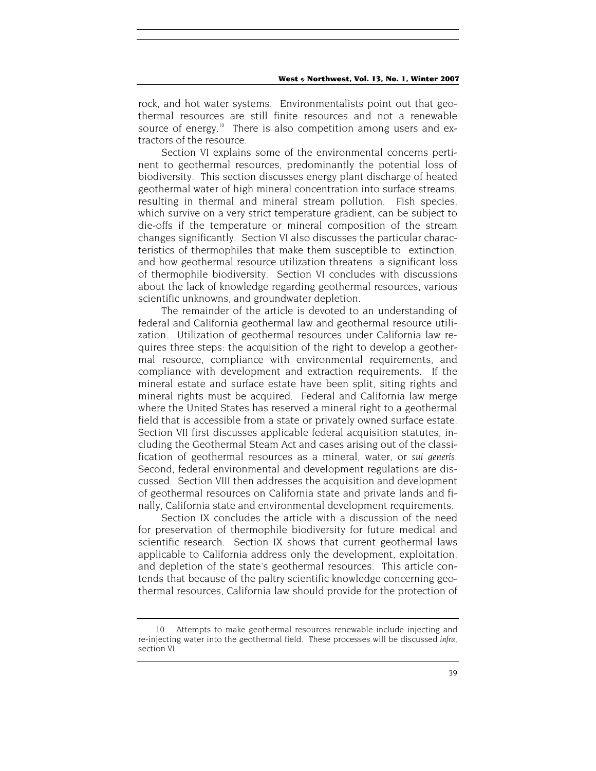rock, and hot water systems. Environmentalists point out that geothermal resources are still finite resources and not a renewable source of energy.[10] There is also competition among users and extractors of the resource.

Section VI explains some of the environmental concerns pertinent to geothermal resources, predominantly the potential loss of biodiversity. This section discusses energy plant discharge of heated geothermal water of high mineral concentration into surface streams, resulting in thermal and mineral stream pollution. Fish species, which survive on a very strict temperature gradient, can be subject to die-offs if the temperature or mineral composition of the stream changes significantly. Section VI also discusses the particular characteristics of thermophiles that make them susceptible to extinction, and how geothermal resource utilization threatens a significant loss of thermophile biodiversity. Section VI concludes with discussions about the lack of knowledge regarding geothermal resources, various scientific unknowns, and groundwater depletion.

The remainder of the article is devoted to an understanding of federal and California geothermal law and geothermal resource utilization. Utilization of geothermal resources under California law requires three steps: the acquisition of the right to develop a geothermal resource, compliance with environmental requirements, and compliance with development and extraction requirements. If the mineral estate and surface estate have been split, siting rights and mineral rights must be acquired. Federal and California law merge where the United States has reserved a mineral right to a geothermal field that is accessible from a state or privately owned surface estate. Section VII first discusses applicable federal acquisition statutes, including the Geothermal Steam Act and cases arising out of the classification of geothermal resources as a mineral, water, or *sui generis*. Second, federal environmental and development regulations are discussed. Section VIII then addresses the acquisition and development of geothermal resources on California state and private lands and finally, California state and environmental development requirements.

Section IX concludes the article with a discussion of the need for preservation of thermophile biodiversity for future medical and scientific research. Section IX shows that current geothermal laws applicable to California address only the development, exploitation, and depletion of the state's geothermal resources. This article contends that because of the paltry scientific knowledge concerning geothermal resources, California law should provide for the protection of

---

10. Attempts to make geothermal resources renewable include injecting and re-injecting water into the geothermal field. These processes will be discussed *infra*, section VI.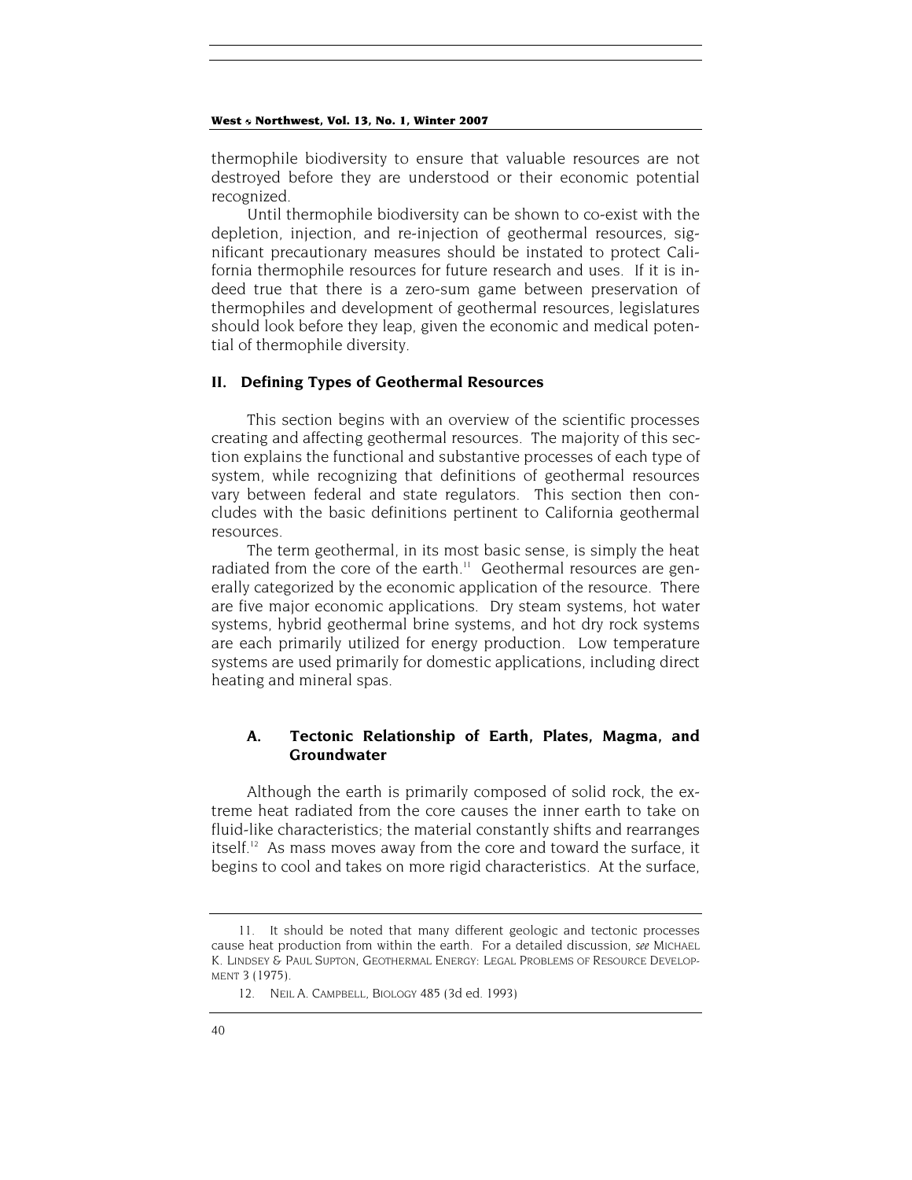thermophile biodiversity to ensure that valuable resources are not destroyed before they are understood or their economic potential recognized.

Until thermophile biodiversity can be shown to co-exist with the depletion, injection, and re-injection of geothermal resources, significant precautionary measures should be instated to protect California thermophile resources for future research and uses. If it is indeed true that there is a zero-sum game between preservation of thermophiles and development of geothermal resources, legislatures should look before they leap, given the economic and medical potential of thermophile diversity.

## II. Defining Types of Geothermal Resources

This section begins with an overview of the scientific processes creating and affecting geothermal resources. The majority of this section explains the functional and substantive processes of each type of system, while recognizing that definitions of geothermal resources vary between federal and state regulators. This section then concludes with the basic definitions pertinent to California geothermal resources.

The term geothermal, in its most basic sense, is simply the heat radiated from the core of the earth.[11] Geothermal resources are generally categorized by the economic application of the resource. There are five major economic applications. Dry steam systems, hot water systems, hybrid geothermal brine systems, and hot dry rock systems are each primarily utilized for energy production. Low temperature systems are used primarily for domestic applications, including direct heating and mineral spas.

### A. Tectonic Relationship of Earth, Plates, Magma, and Groundwater

Although the earth is primarily composed of solid rock, the extreme heat radiated from the core causes the inner earth to take on fluid-like characteristics; the material constantly shifts and rearranges itself.[12] As mass moves away from the core and toward the surface, it begins to cool and takes on more rigid characteristics. At the surface,

---

11. It should be noted that many different geologic and tectonic processes cause heat production from within the earth. For a detailed discussion, *see* MICHAEL K. LINDSEY & PAUL SUPTON, GEOTHERMAL ENERGY: LEGAL PROBLEMS OF RESOURCE DEVELOPMENT 3 (1975).

12. NEIL A. CAMPBELL, BIOLOGY 485 (3d ed. 1993)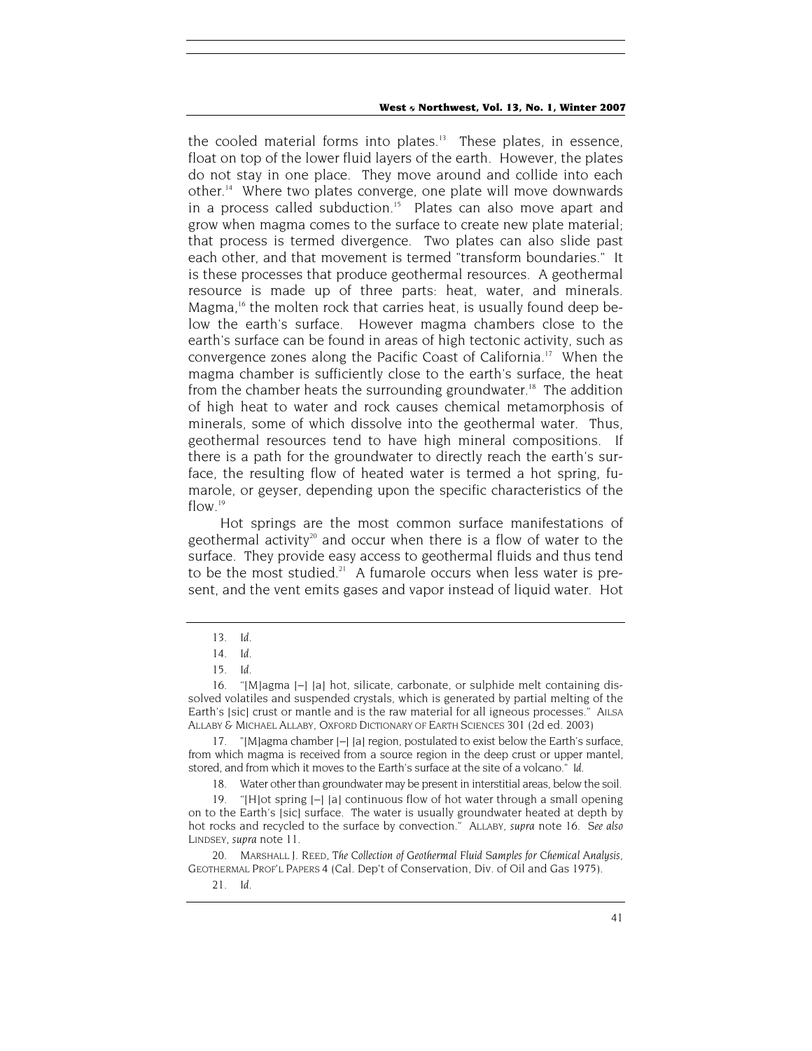the cooled material forms into plates.[13] These plates, in essence, float on top of the lower fluid layers of the earth. However, the plates do not stay in one place. They move around and collide into each other.[14] Where two plates converge, one plate will move downwards in a process called subduction.[15] Plates can also move apart and grow when magma comes to the surface to create new plate material; that process is termed divergence. Two plates can also slide past each other, and that movement is termed "transform boundaries." It is these processes that produce geothermal resources. A geothermal resource is made up of three parts: heat, water, and minerals. Magma,[16] the molten rock that carries heat, is usually found deep below the earth's surface. However magma chambers close to the earth's surface can be found in areas of high tectonic activity, such as convergence zones along the Pacific Coast of California.[17] When the magma chamber is sufficiently close to the earth's surface, the heat from the chamber heats the surrounding groundwater.[18] The addition of high heat to water and rock causes chemical metamorphosis of minerals, some of which dissolve into the geothermal water. Thus, geothermal resources tend to have high mineral compositions. If there is a path for the groundwater to directly reach the earth's surface, the resulting flow of heated water is termed a hot spring, fumarole, or geyser, depending upon the specific characteristics of the flow.[19]

Hot springs are the most common surface manifestations of geothermal activity[20] and occur when there is a flow of water to the surface. They provide easy access to geothermal fluids and thus tend to be the most studied.[21] A fumarole occurs when less water is present, and the vent emits gases and vapor instead of liquid water. Hot

---

13. *Id.*

14. *Id.*

15. *Id.*

16. "[M]agma [–] [a] hot, silicate, carbonate, or sulphide melt containing dissolved volatiles and suspended crystals, which is generated by partial melting of the Earth's [sic] crust or mantle and is the raw material for all igneous processes." AILSA ALLABY & MICHAEL ALLABY, OXFORD DICTIONARY OF EARTH SCIENCES 301 (2d ed. 2003)

17. "[M]agma chamber [–] [a] region, postulated to exist below the Earth's surface, from which magma is received from a source region in the deep crust or upper mantel, stored, and from which it moves to the Earth's surface at the site of a volcano." *Id.*

18. Water other than groundwater may be present in interstitial areas, below the soil.

19. "[H]ot spring [–] [a] continuous flow of hot water through a small opening on to the Earth's [sic] surface. The water is usually groundwater heated at depth by hot rocks and recycled to the surface by convection." ALLABY, *supra* note 16. *See also* LINDSEY, *supra* note 11.

20. MARSHALL J. REED, *The Collection of Geothermal Fluid Samples for Chemical Analysis*, GEOTHERMAL PROF'L PAPERS 4 (Cal. Dep't of Conservation, Div. of Oil and Gas 1975).

21. *Id.*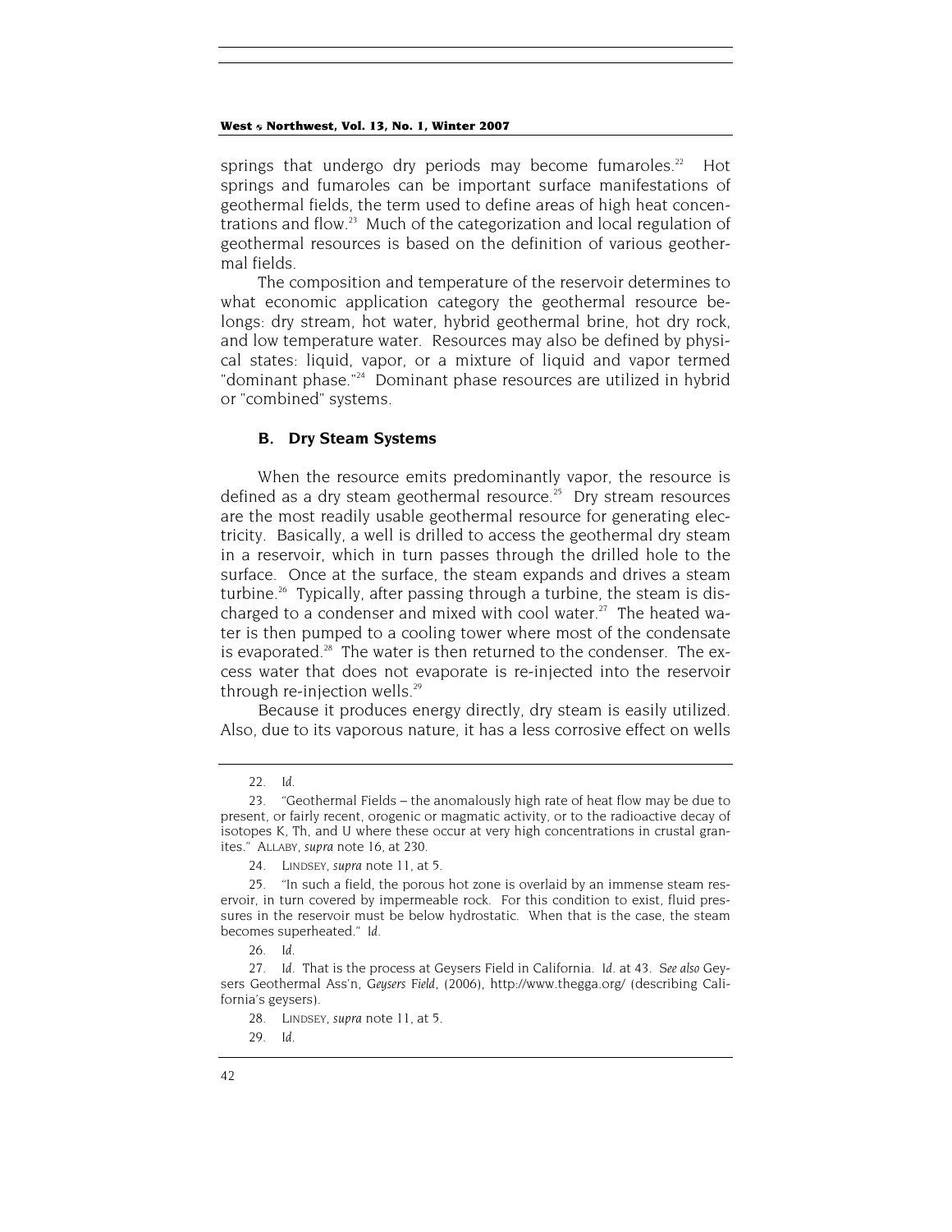springs that undergo dry periods may become fumaroles.[22] Hot springs and fumaroles can be important surface manifestations of geothermal fields, the term used to define areas of high heat concentrations and flow.[23] Much of the categorization and local regulation of geothermal resources is based on the definition of various geothermal fields.

The composition and temperature of the reservoir determines to what economic application category the geothermal resource belongs: dry stream, hot water, hybrid geothermal brine, hot dry rock, and low temperature water. Resources may also be defined by physical states: liquid, vapor, or a mixture of liquid and vapor termed "dominant phase."[24] Dominant phase resources are utilized in hybrid or "combined" systems.

### B. Dry Steam Systems

When the resource emits predominantly vapor, the resource is defined as a dry steam geothermal resource.[25] Dry stream resources are the most readily usable geothermal resource for generating electricity. Basically, a well is drilled to access the geothermal dry steam in a reservoir, which in turn passes through the drilled hole to the surface. Once at the surface, the steam expands and drives a steam turbine.[26] Typically, after passing through a turbine, the steam is discharged to a condenser and mixed with cool water.[27] The heated water is then pumped to a cooling tower where most of the condensate is evaporated.[28] The water is then returned to the condenser. The excess water that does not evaporate is re-injected into the reservoir through re-injection wells.[29]

Because it produces energy directly, dry steam is easily utilized. Also, due to its vaporous nature, it has a less corrosive effect on wells

---

22. *Id.*

23. "Geothermal Fields – the anomalously high rate of heat flow may be due to present, or fairly recent, orogenic or magmatic activity, or to the radioactive decay of isotopes K, Th, and U where these occur at very high concentrations in crustal granites." ALLABY, *supra* note 16, at 230.

24. LINDSEY, *supra* note 11, at 5.

25. "In such a field, the porous hot zone is overlaid by an immense steam reservoir, in turn covered by impermeable rock. For this condition to exist, fluid pressures in the reservoir must be below hydrostatic. When that is the case, the steam becomes superheated." *Id.*

26. *Id.*

27. *Id.* That is the process at Geysers Field in California. *Id.* at 43. *See also* Geysers Geothermal Ass'n, *Geysers Field*, (2006), http://www.thegga.org/ (describing California's geysers).

28. LINDSEY, *supra* note 11, at 5.

29. *Id.*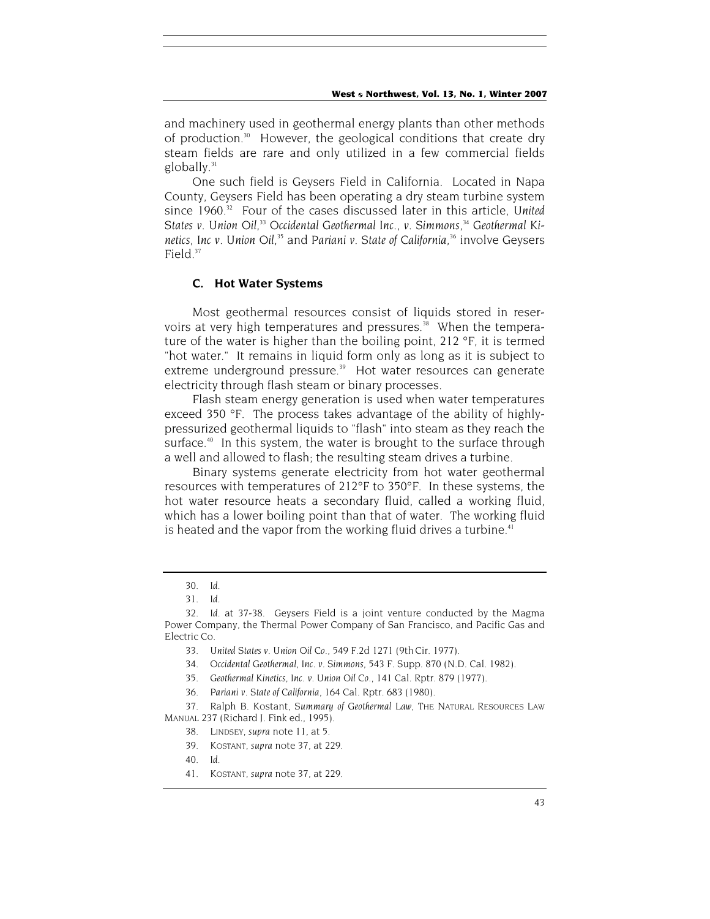and machinery used in geothermal energy plants than other methods of production.[30] However, the geological conditions that create dry steam fields are rare and only utilized in a few commercial fields globally.[31]

One such field is Geysers Field in California. Located in Napa County, Geysers Field has been operating a dry steam turbine system since 1960.[32] Four of the cases discussed later in this article, *United States v. Union Oil*,[33] *Occidental Geothermal Inc., v. Simmons*,[34] *Geothermal Kinetics, Inc v. Union Oil*,[35] and *Pariani v. State of California*,[36] involve Geysers Field.[37]

### C. Hot Water Systems

Most geothermal resources consist of liquids stored in reservoirs at very high temperatures and pressures.[38] When the temperature of the water is higher than the boiling point, 212 °F, it is termed "hot water." It remains in liquid form only as long as it is subject to extreme underground pressure.[39] Hot water resources can generate electricity through flash steam or binary processes.

Flash steam energy generation is used when water temperatures exceed 350 °F. The process takes advantage of the ability of highly-pressurized geothermal liquids to "flash" into steam as they reach the surface.[40] In this system, the water is brought to the surface through a well and allowed to flash; the resulting steam drives a turbine.

Binary systems generate electricity from hot water geothermal resources with temperatures of 212°F to 350°F. In these systems, the hot water resource heats a secondary fluid, called a working fluid, which has a lower boiling point than that of water. The working fluid is heated and the vapor from the working fluid drives a turbine.[41]

---

30. *Id.*

31. *Id.*

32. *Id.* at 37-38. Geysers Field is a joint venture conducted by the Magma Power Company, the Thermal Power Company of San Francisco, and Pacific Gas and Electric Co.

33. *United States v. Union Oil Co.*, 549 F.2d 1271 (9th Cir. 1977).

34. *Occidental Geothermal, Inc. v. Simmons*, 543 F. Supp. 870 (N.D. Cal. 1982).

35. *Geothermal Kinetics, Inc. v. Union Oil Co.*, 141 Cal. Rptr. 879 (1977).

36. *Pariani v. State of California*, 164 Cal. Rptr. 683 (1980).

37. Ralph B. Kostant, *Summary of Geothermal Law*, THE NATURAL RESOURCES LAW MANUAL 237 (Richard J. Fink ed., 1995).

38. LINDSEY, *supra* note 11, at 5.

39. KOSTANT, *supra* note 37, at 229.

40. *Id.*

41. KOSTANT, *supra* note 37, at 229.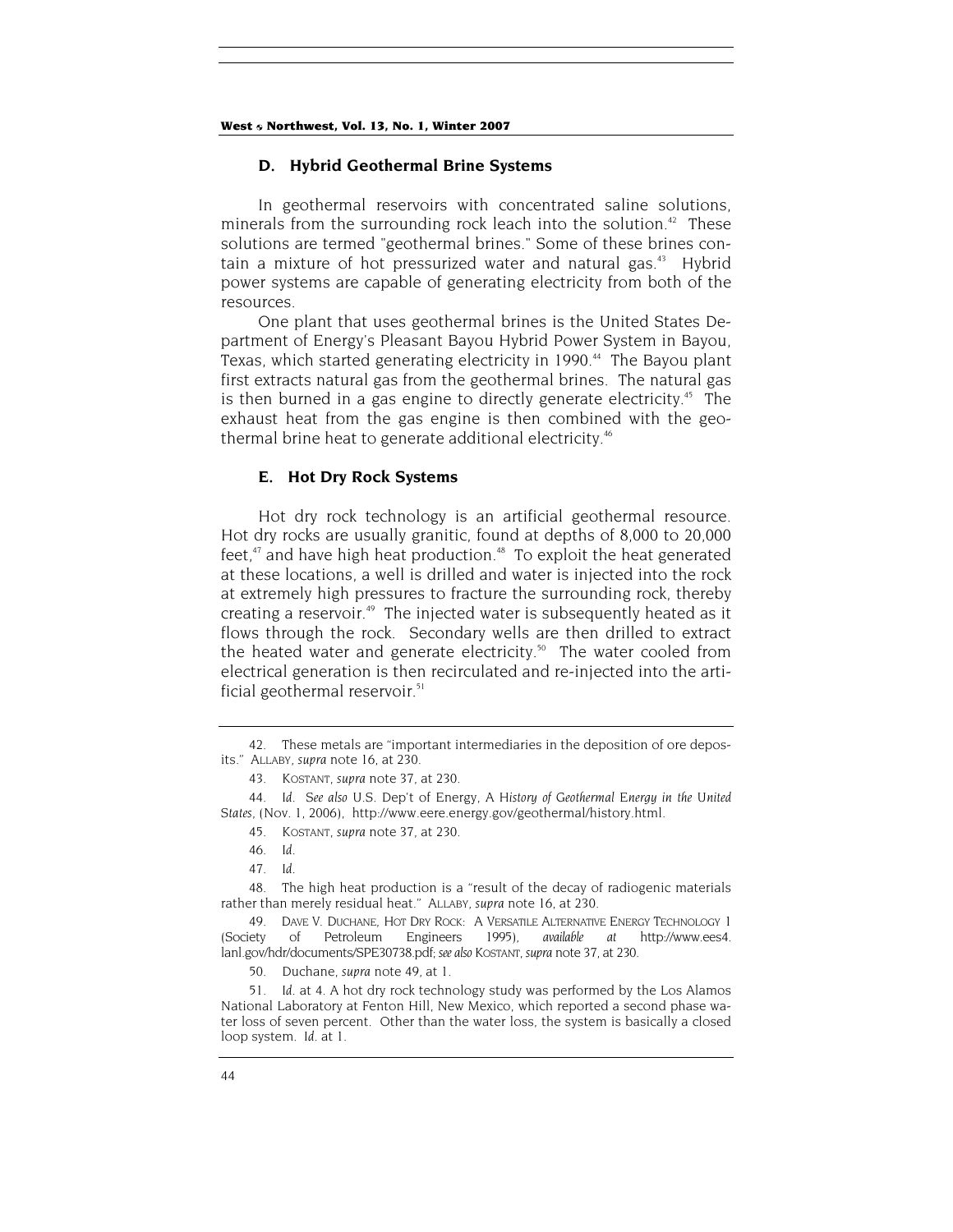### D. Hybrid Geothermal Brine Systems

In geothermal reservoirs with concentrated saline solutions, minerals from the surrounding rock leach into the solution.[42] These solutions are termed "geothermal brines." Some of these brines contain a mixture of hot pressurized water and natural gas.[43] Hybrid power systems are capable of generating electricity from both of the resources.

One plant that uses geothermal brines is the United States Department of Energy's Pleasant Bayou Hybrid Power System in Bayou, Texas, which started generating electricity in 1990.[44] The Bayou plant first extracts natural gas from the geothermal brines. The natural gas is then burned in a gas engine to directly generate electricity.[45] The exhaust heat from the gas engine is then combined with the geothermal brine heat to generate additional electricity.[46]

### E. Hot Dry Rock Systems

Hot dry rock technology is an artificial geothermal resource. Hot dry rocks are usually granitic, found at depths of 8,000 to 20,000 feet,[47] and have high heat production.[48] To exploit the heat generated at these locations, a well is drilled and water is injected into the rock at extremely high pressures to fracture the surrounding rock, thereby creating a reservoir.[49] The injected water is subsequently heated as it flows through the rock. Secondary wells are then drilled to extract the heated water and generate electricity.[50] The water cooled from electrical generation is then recirculated and re-injected into the artificial geothermal reservoir.[51]

---

42. These metals are "important intermediaries in the deposition of ore deposits." ALLABY, *supra* note 16, at 230.

43. KOSTANT, *supra* note 37, at 230.

44. *Id.* *See also* U.S. Dep't of Energy, *A History of Geothermal Energy in the United States*, (Nov. 1, 2006), http://www.eere.energy.gov/geothermal/history.html.

45. KOSTANT, *supra* note 37, at 230.

46. *Id.*

47. *Id.*

48. The high heat production is a "result of the decay of radiogenic materials rather than merely residual heat." ALLABY, *supra* note 16, at 230.

49. DAVE V. DUCHANE, HOT DRY ROCK: A VERSATILE ALTERNATIVE ENERGY TECHNOLOGY 1 (Society of Petroleum Engineers 1995), *available at* http://www.ees4.lanl.gov/hdr/documents/SPE30738.pdf; *see also* KOSTANT, *supra* note 37, at 230.

50. Duchane, *supra* note 49, at 1.

51. *Id.* at 4. A hot dry rock technology study was performed by the Los Alamos National Laboratory at Fenton Hill, New Mexico, which reported a second phase water loss of seven percent. Other than the water loss, the system is basically a closed loop system. *Id.* at 1.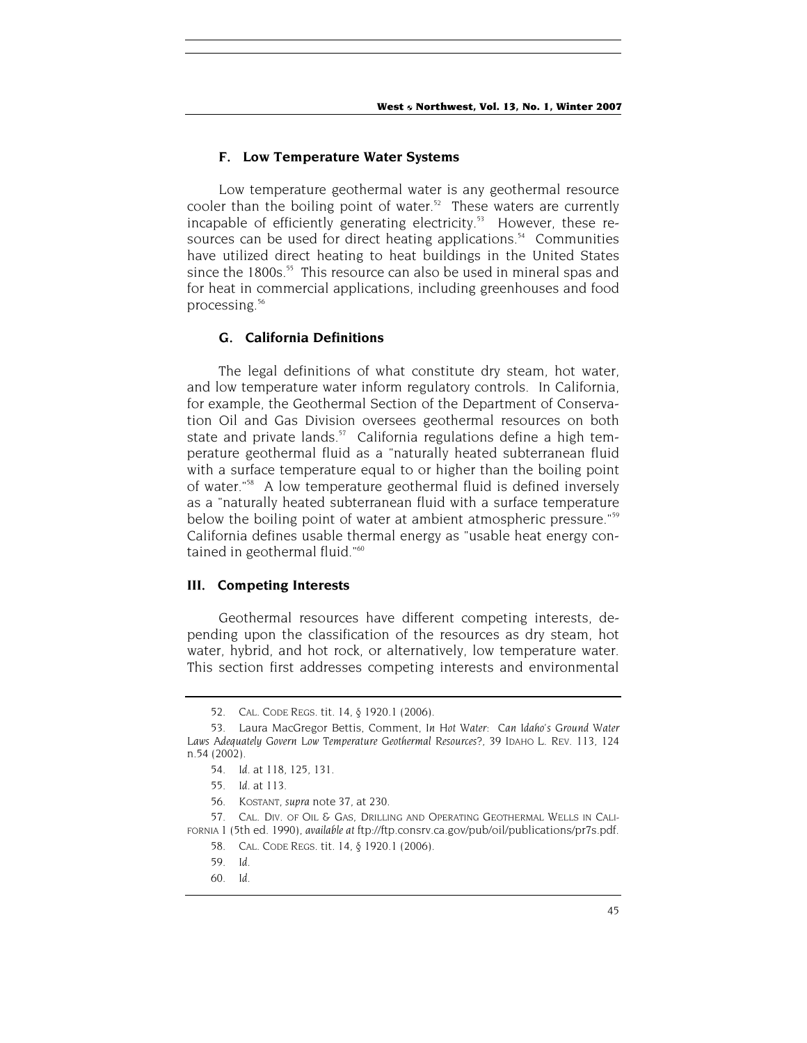### F. Low Temperature Water Systems

Low temperature geothermal water is any geothermal resource cooler than the boiling point of water.[52] These waters are currently incapable of efficiently generating electricity.[53] However, these resources can be used for direct heating applications.[54] Communities have utilized direct heating to heat buildings in the United States since the 1800s.[55] This resource can also be used in mineral spas and for heat in commercial applications, including greenhouses and food processing.[56]

### G. California Definitions

The legal definitions of what constitute dry steam, hot water, and low temperature water inform regulatory controls. In California, for example, the Geothermal Section of the Department of Conservation Oil and Gas Division oversees geothermal resources on both state and private lands.[57] California regulations define a high temperature geothermal fluid as a "naturally heated subterranean fluid with a surface temperature equal to or higher than the boiling point of water."[58] A low temperature geothermal fluid is defined inversely as a "naturally heated subterranean fluid with a surface temperature below the boiling point of water at ambient atmospheric pressure."[59] California defines usable thermal energy as "usable heat energy contained in geothermal fluid."[60]

## III. Competing Interests

Geothermal resources have different competing interests, depending upon the classification of the resources as dry steam, hot water, hybrid, and hot rock, or alternatively, low temperature water. This section first addresses competing interests and environmental

---

52. CAL. CODE REGS. tit. 14, § 1920.1 (2006).

53. Laura MacGregor Bettis, Comment, *In Hot Water: Can Idaho's Ground Water Laws Adequately Govern Low Temperature Geothermal Resources?*, 39 IDAHO L. REV. 113, 124 n.54 (2002).

54. *Id.* at 118, 125, 131.

55. *Id.* at 113.

56. KOSTANT, *supra* note 37, at 230.

57. CAL. DIV. OF OIL & GAS, DRILLING AND OPERATING GEOTHERMAL WELLS IN CALIFORNIA 1 (5th ed. 1990), *available at* ftp://ftp.consrv.ca.gov/pub/oil/publications/pr7s.pdf.

58. CAL. CODE REGS. tit. 14, § 1920.1 (2006).

59. *Id.*

60. *Id.*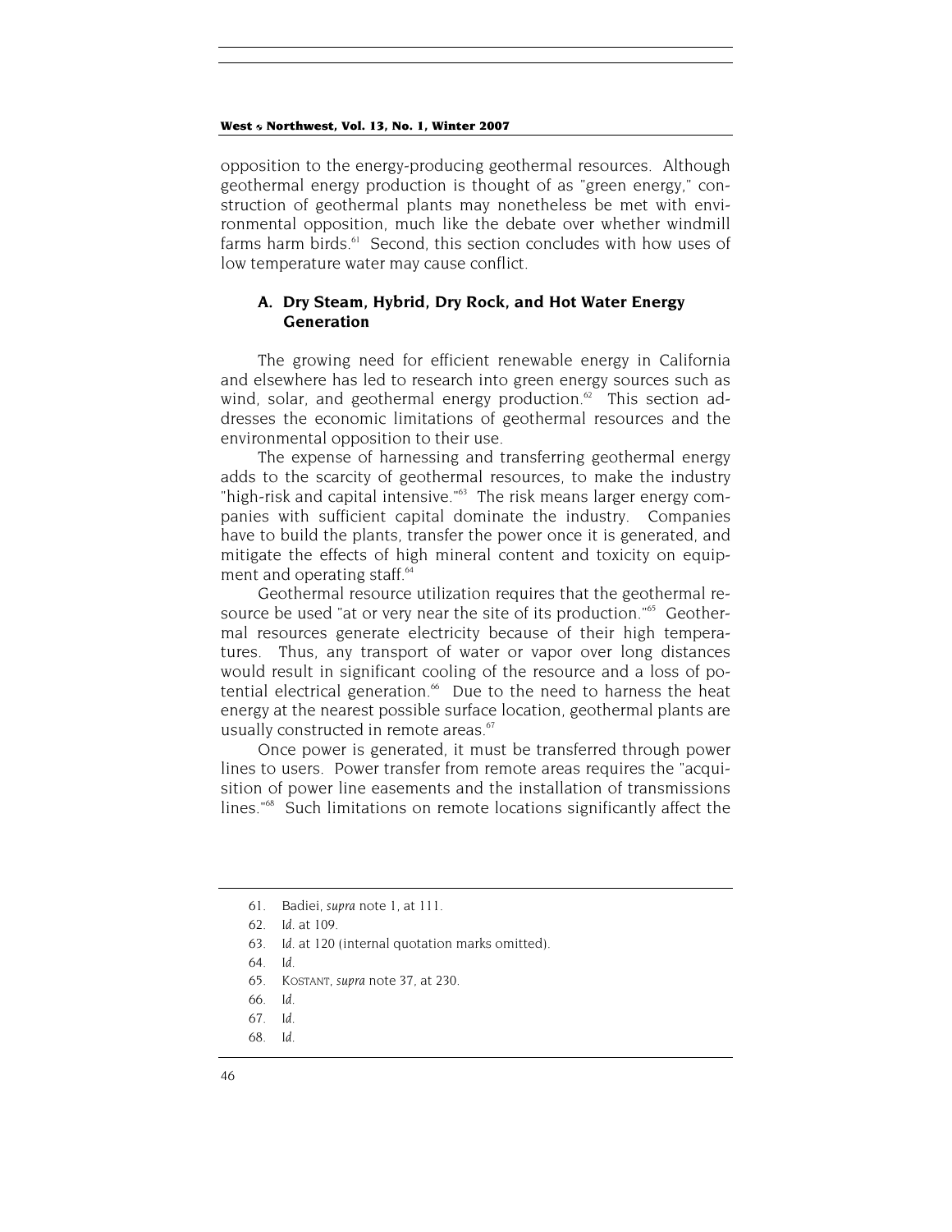opposition to the energy-producing geothermal resources. Although geothermal energy production is thought of as "green energy," construction of geothermal plants may nonetheless be met with environmental opposition, much like the debate over whether windmill farms harm birds.[61] Second, this section concludes with how uses of low temperature water may cause conflict.

### A. Dry Steam, Hybrid, Dry Rock, and Hot Water Energy Generation

The growing need for efficient renewable energy in California and elsewhere has led to research into green energy sources such as wind, solar, and geothermal energy production.[62] This section addresses the economic limitations of geothermal resources and the environmental opposition to their use.

The expense of harnessing and transferring geothermal energy adds to the scarcity of geothermal resources, to make the industry "high-risk and capital intensive."[63] The risk means larger energy companies with sufficient capital dominate the industry. Companies have to build the plants, transfer the power once it is generated, and mitigate the effects of high mineral content and toxicity on equipment and operating staff.[64]

Geothermal resource utilization requires that the geothermal resource be used "at or very near the site of its production."[65] Geothermal resources generate electricity because of their high temperatures. Thus, any transport of water or vapor over long distances would result in significant cooling of the resource and a loss of potential electrical generation.[66] Due to the need to harness the heat energy at the nearest possible surface location, geothermal plants are usually constructed in remote areas.[67]

Once power is generated, it must be transferred through power lines to users. Power transfer from remote areas requires the "acquisition of power line easements and the installation of transmissions lines."[68] Such limitations on remote locations significantly affect the

---

61. Badiei, *supra* note 1, at 111.
62. *Id.* at 109.
63. *Id.* at 120 (internal quotation marks omitted).
64. *Id.*
65. KOSTANT, *supra* note 37, at 230.
66. *Id.*
67. *Id.*
68. *Id.*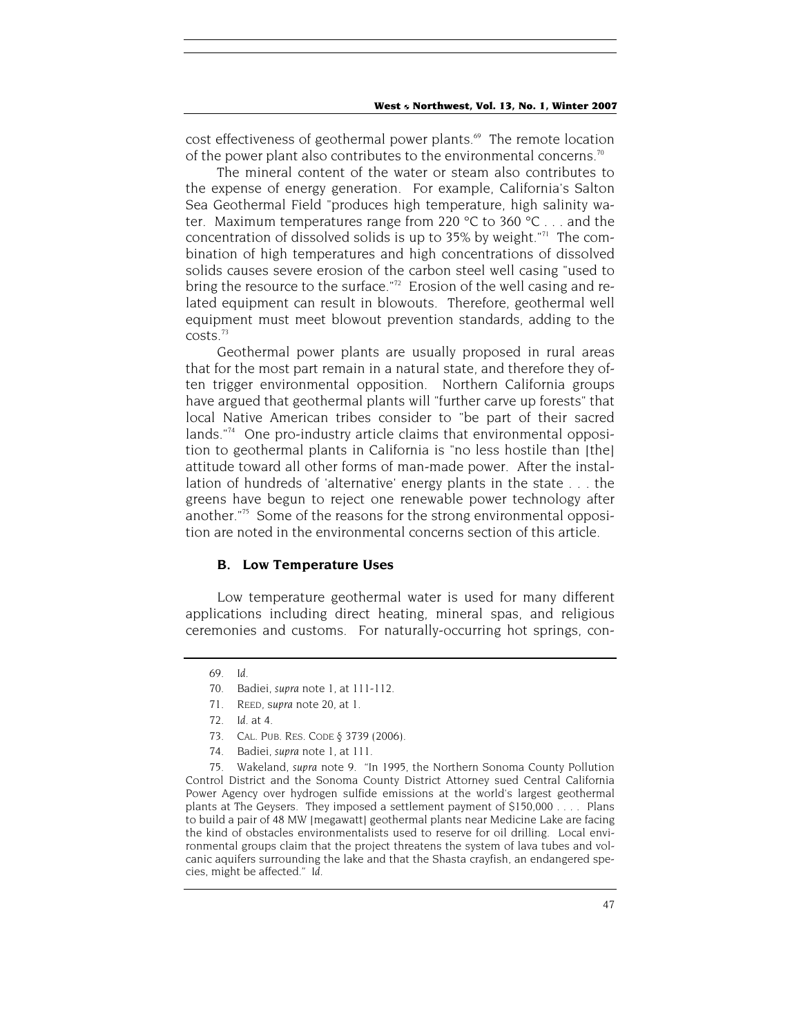cost effectiveness of geothermal power plants.[69] The remote location of the power plant also contributes to the environmental concerns.[70]

The mineral content of the water or steam also contributes to the expense of energy generation. For example, California's Salton Sea Geothermal Field "produces high temperature, high salinity water. Maximum temperatures range from 220 °C to 360 °C . . . and the concentration of dissolved solids is up to 35% by weight."[71] The combination of high temperatures and high concentrations of dissolved solids causes severe erosion of the carbon steel well casing "used to bring the resource to the surface."[72] Erosion of the well casing and related equipment can result in blowouts. Therefore, geothermal well equipment must meet blowout prevention standards, adding to the costs.[73]

Geothermal power plants are usually proposed in rural areas that for the most part remain in a natural state, and therefore they often trigger environmental opposition. Northern California groups have argued that geothermal plants will "further carve up forests" that local Native American tribes consider to "be part of their sacred lands."[74] One pro-industry article claims that environmental opposition to geothermal plants in California is "no less hostile than [the] attitude toward all other forms of man-made power. After the installation of hundreds of 'alternative' energy plants in the state . . . the greens have begun to reject one renewable power technology after another."[75] Some of the reasons for the strong environmental opposition are noted in the environmental concerns section of this article.

### B. Low Temperature Uses

Low temperature geothermal water is used for many different applications including direct heating, mineral spas, and religious ceremonies and customs. For naturally-occurring hot springs, con-

---

69. *Id.*

70. Badiei, *supra* note 1, at 111-112.

71. REED, *supra* note 20, at 1.

72. *Id.* at 4.

73. CAL. PUB. RES. CODE § 3739 (2006).

74. Badiei, *supra* note 1, at 111.

75. Wakeland, *supra* note 9. "In 1995, the Northern Sonoma County Pollution Control District and the Sonoma County District Attorney sued Central California Power Agency over hydrogen sulfide emissions at the world's largest geothermal plants at The Geysers. They imposed a settlement payment of $150,000 . . . . Plans to build a pair of 48 MW [megawatt] geothermal plants near Medicine Lake are facing the kind of obstacles environmentalists used to reserve for oil drilling. Local environmental groups claim that the project threatens the system of lava tubes and volcanic aquifers surrounding the lake and that the Shasta crayfish, an endangered species, might be affected." *Id.*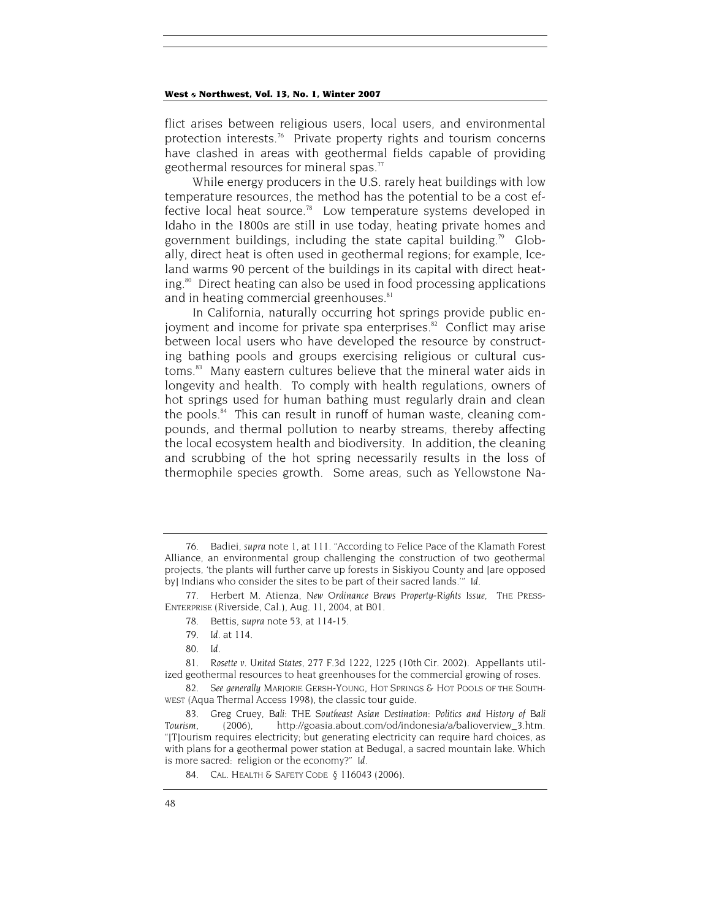flict arises between religious users, local users, and environmental protection interests.[76] Private property rights and tourism concerns have clashed in areas with geothermal fields capable of providing geothermal resources for mineral spas.[77]

While energy producers in the U.S. rarely heat buildings with low temperature resources, the method has the potential to be a cost effective local heat source.[78] Low temperature systems developed in Idaho in the 1800s are still in use today, heating private homes and government buildings, including the state capital building.[79] Globally, direct heat is often used in geothermal regions; for example, Iceland warms 90 percent of the buildings in its capital with direct heating.[80] Direct heating can also be used in food processing applications and in heating commercial greenhouses.[81]

In California, naturally occurring hot springs provide public enjoyment and income for private spa enterprises.[82] Conflict may arise between local users who have developed the resource by constructing bathing pools and groups exercising religious or cultural customs.[83] Many eastern cultures believe that the mineral water aids in longevity and health. To comply with health regulations, owners of hot springs used for human bathing must regularly drain and clean the pools.[84] This can result in runoff of human waste, cleaning compounds, and thermal pollution to nearby streams, thereby affecting the local ecosystem health and biodiversity. In addition, the cleaning and scrubbing of the hot spring necessarily results in the loss of thermophile species growth. Some areas, such as Yellowstone Na-

---

76. Badiei, *supra* note 1, at 111. "According to Felice Pace of the Klamath Forest Alliance, an environmental group challenging the construction of two geothermal projects, 'the plants will further carve up forests in Siskiyou County and [are opposed by] Indians who consider the sites to be part of their sacred lands.'" *Id.*

77. Herbert M. Atienza, *New Ordinance Brews Property-Rights Issue*, THE PRESS-ENTERPRISE (Riverside, Cal.), Aug. 11, 2004, at B01.

78. Bettis, *supra* note 53, at 114-15.

79. *Id.* at 114.

80. *Id.*

81. *Rosette v. United States*, 277 F.3d 1222, 1225 (10th Cir. 2002). Appellants utilized geothermal resources to heat greenhouses for the commercial growing of roses.

82. *See generally* MARJORIE GERSH-YOUNG, HOT SPRINGS & HOT POOLS OF THE SOUTHWEST (Aqua Thermal Access 1998), the classic tour guide.

83. Greg Cruey, *Bali: THE Southeast Asian Destination: Politics and History of Bali Tourism*, (2006), http://goasia.about.com/od/indonesia/a/balioverview_3.htm. "[T]ourism requires electricity; but generating electricity can require hard choices, as with plans for a geothermal power station at Bedugal, a sacred mountain lake. Which is more sacred: religion or the economy?" *Id.*

84. CAL. HEALTH & SAFETY CODE § 116043 (2006).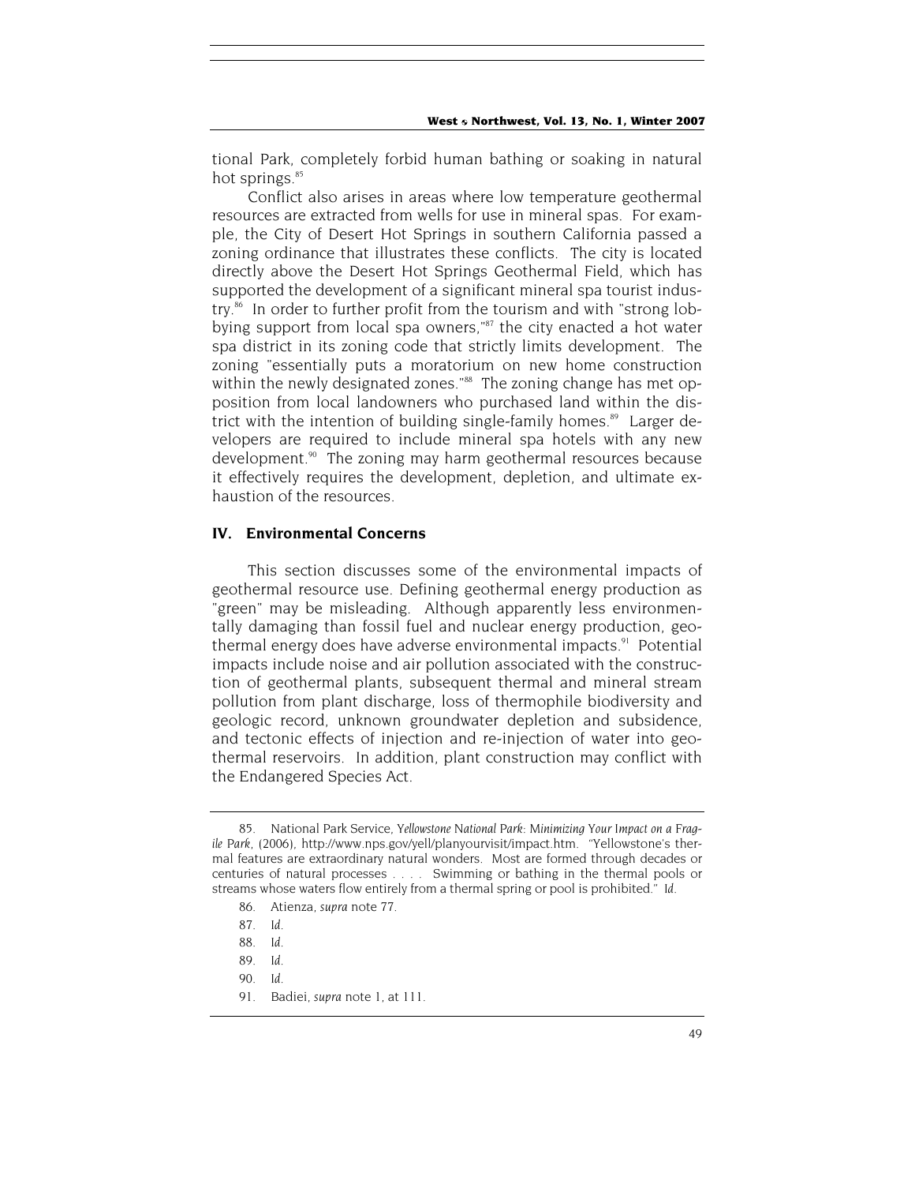tional Park, completely forbid human bathing or soaking in natural hot springs.[85]

Conflict also arises in areas where low temperature geothermal resources are extracted from wells for use in mineral spas. For example, the City of Desert Hot Springs in southern California passed a zoning ordinance that illustrates these conflicts. The city is located directly above the Desert Hot Springs Geothermal Field, which has supported the development of a significant mineral spa tourist industry.[86] In order to further profit from the tourism and with "strong lobbying support from local spa owners,"[87] the city enacted a hot water spa district in its zoning code that strictly limits development. The zoning "essentially puts a moratorium on new home construction within the newly designated zones."[88] The zoning change has met opposition from local landowners who purchased land within the district with the intention of building single-family homes.[89] Larger developers are required to include mineral spa hotels with any new development.[90] The zoning may harm geothermal resources because it effectively requires the development, depletion, and ultimate exhaustion of the resources.

## IV. Environmental Concerns

This section discusses some of the environmental impacts of geothermal resource use. Defining geothermal energy production as "green" may be misleading. Although apparently less environmentally damaging than fossil fuel and nuclear energy production, geothermal energy does have adverse environmental impacts.[91] Potential impacts include noise and air pollution associated with the construction of geothermal plants, subsequent thermal and mineral stream pollution from plant discharge, loss of thermophile biodiversity and geologic record, unknown groundwater depletion and subsidence, and tectonic effects of injection and re-injection of water into geothermal reservoirs. In addition, plant construction may conflict with the Endangered Species Act.

---

85. National Park Service, *Yellowstone National Park: Minimizing Your Impact on a Fragile Park*, (2006), http://www.nps.gov/yell/planyourvisit/impact.htm. "Yellowstone's thermal features are extraordinary natural wonders. Most are formed through decades or centuries of natural processes . . . . Swimming or bathing in the thermal pools or streams whose waters flow entirely from a thermal spring or pool is prohibited." *Id.*

86. Atienza, *supra* note 77.

87. *Id.*

88. *Id.*

89. *Id.*

90. *Id.*

91. Badiei, *supra* note 1, at 111.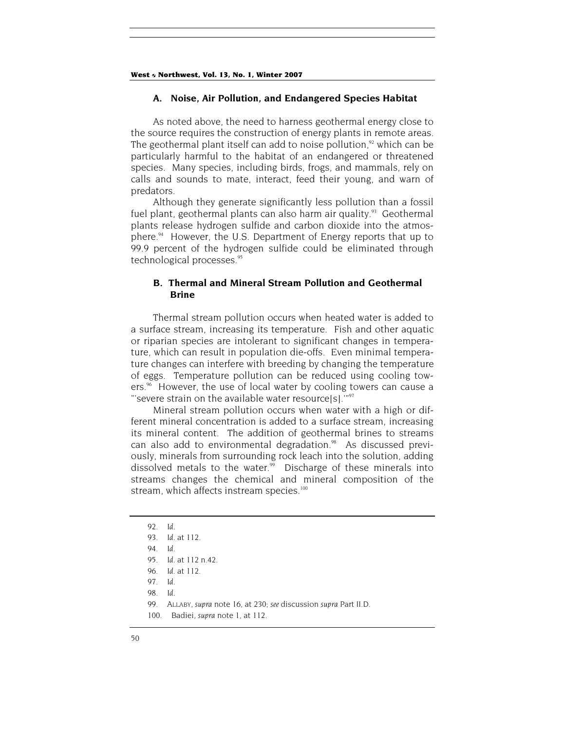### A. Noise, Air Pollution, and Endangered Species Habitat

As noted above, the need to harness geothermal energy close to the source requires the construction of energy plants in remote areas. The geothermal plant itself can add to noise pollution,[92] which can be particularly harmful to the habitat of an endangered or threatened species. Many species, including birds, frogs, and mammals, rely on calls and sounds to mate, interact, feed their young, and warn of predators.

Although they generate significantly less pollution than a fossil fuel plant, geothermal plants can also harm air quality.[93] Geothermal plants release hydrogen sulfide and carbon dioxide into the atmosphere.[94] However, the U.S. Department of Energy reports that up to 99.9 percent of the hydrogen sulfide could be eliminated through technological processes.[95]

### B. Thermal and Mineral Stream Pollution and Geothermal Brine

Thermal stream pollution occurs when heated water is added to a surface stream, increasing its temperature. Fish and other aquatic or riparian species are intolerant to significant changes in temperature, which can result in population die-offs. Even minimal temperature changes can interfere with breeding by changing the temperature of eggs. Temperature pollution can be reduced using cooling towers.[96] However, the use of local water by cooling towers can cause a "'severe strain on the available water resource[s].'"[97]

Mineral stream pollution occurs when water with a high or different mineral concentration is added to a surface stream, increasing its mineral content. The addition of geothermal brines to streams can also add to environmental degradation.[98] As discussed previously, minerals from surrounding rock leach into the solution, adding dissolved metals to the water.[99] Discharge of these minerals into streams changes the chemical and mineral composition of the stream, which affects instream species.[100]

---

92. *Id.*
93. *Id.* at 112.
94. *Id.*
95. *Id.* at 112 n.42.
96. *Id.* at 112.
97. *Id.*
98. *Id.*
99. ALLABY, *supra* note 16, at 230; *see* discussion *supra* Part II.D.
100. Badiei, *supra* note 1, at 112.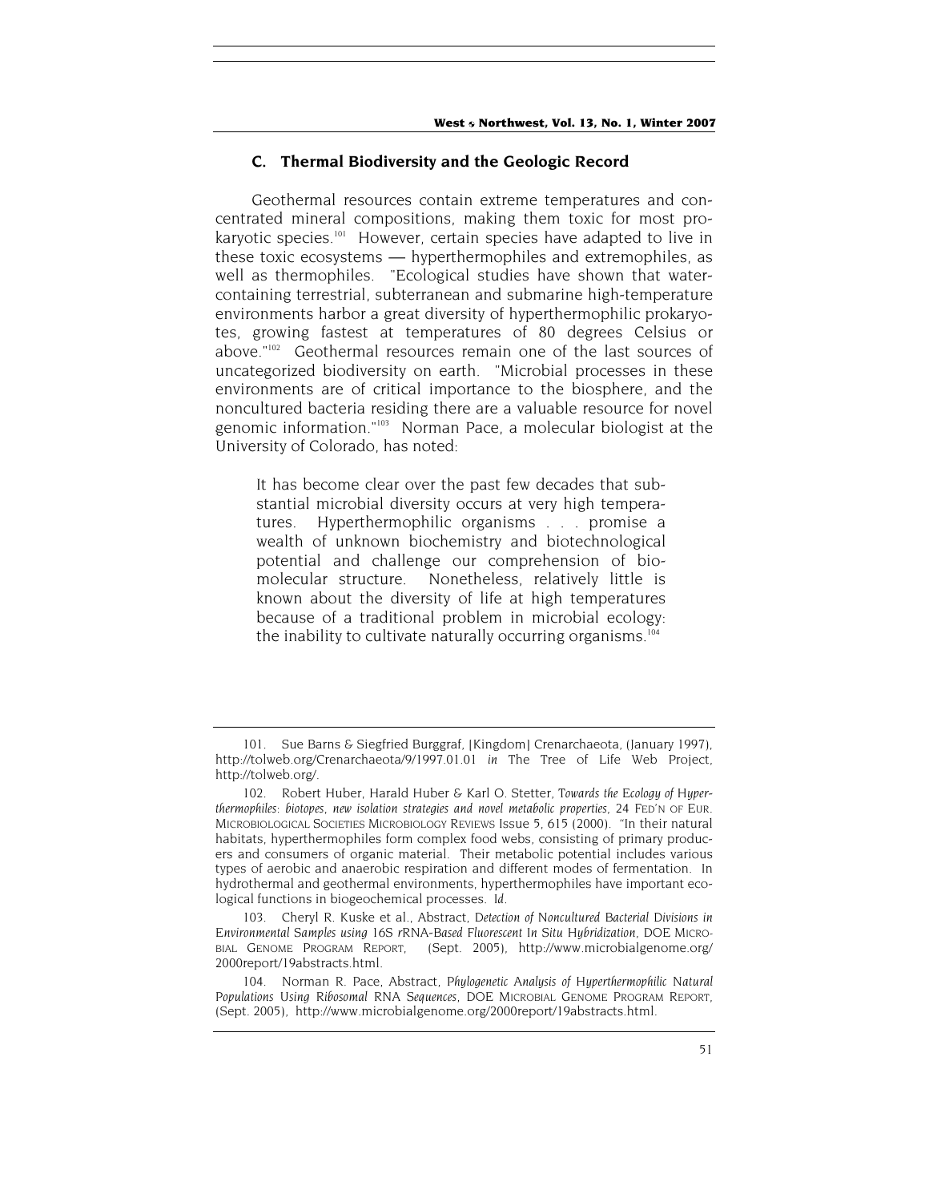### C. Thermal Biodiversity and the Geologic Record

Geothermal resources contain extreme temperatures and concentrated mineral compositions, making them toxic for most prokaryotic species.[101] However, certain species have adapted to live in these toxic ecosystems — hyperthermophiles and extremophiles, as well as thermophiles. "Ecological studies have shown that water-containing terrestrial, subterranean and submarine high-temperature environments harbor a great diversity of hyperthermophilic prokaryotes, growing fastest at temperatures of 80 degrees Celsius or above."[102] Geothermal resources remain one of the last sources of uncategorized biodiversity on earth. "Microbial processes in these environments are of critical importance to the biosphere, and the noncultured bacteria residing there are a valuable resource for novel genomic information."[103] Norman Pace, a molecular biologist at the University of Colorado, has noted:

> It has become clear over the past few decades that substantial microbial diversity occurs at very high temperatures. Hyperthermophilic organisms . . . promise a wealth of unknown biochemistry and biotechnological potential and challenge our comprehension of biomolecular structure. Nonetheless, relatively little is known about the diversity of life at high temperatures because of a traditional problem in microbial ecology: the inability to cultivate naturally occurring organisms.[104]

---

101. Sue Barns & Siegfried Burggraf, [Kingdom] Crenarchaeota, (January 1997), http://tolweb.org/Crenarchaeota/9/1997.01.01 *in* The Tree of Life Web Project, http://tolweb.org/.

102. Robert Huber, Harald Huber & Karl O. Stetter, *Towards the Ecology of Hyperthermophiles: biotopes, new isolation strategies and novel metabolic properties*, 24 FED'N OF EUR. MICROBIOLOGICAL SOCIETIES MICROBIOLOGY REVIEWS Issue 5, 615 (2000). "In their natural habitats, hyperthermophiles form complex food webs, consisting of primary producers and consumers of organic material. Their metabolic potential includes various types of aerobic and anaerobic respiration and different modes of fermentation. In hydrothermal and geothermal environments, hyperthermophiles have important ecological functions in biogeochemical processes. *Id.*

103. Cheryl R. Kuske et al., Abstract, *Detection of Noncultured Bacterial Divisions in Environmental Samples using 16S rRNA-Based Fluorescent In Situ Hybridization*, DOE MICROBIAL GENOME PROGRAM REPORT, (Sept. 2005), http://www.microbialgenome.org/2000report/19abstracts.html.

104. Norman R. Pace, Abstract, *Phylogenetic Analysis of Hyperthermophilic Natural Populations Using Ribosomal RNA Sequences*, DOE MICROBIAL GENOME PROGRAM REPORT, (Sept. 2005), http://www.microbialgenome.org/2000report/19abstracts.html.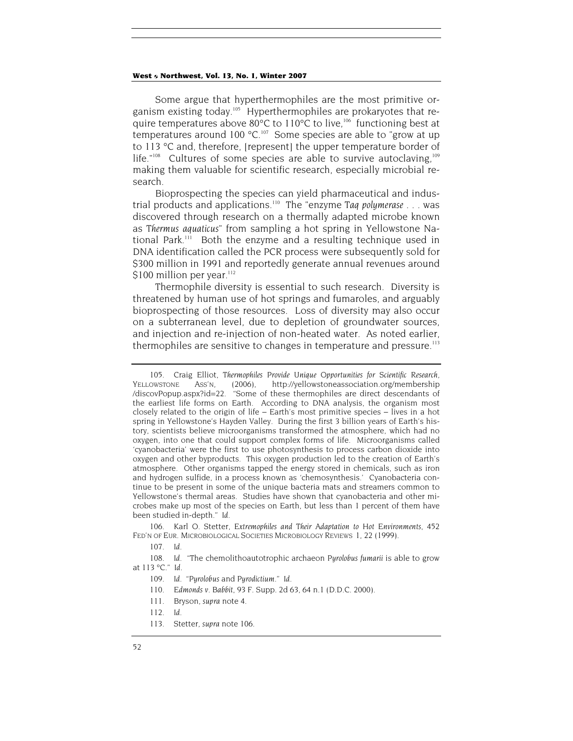Some argue that hyperthermophiles are the most primitive organism existing today.[105] Hyperthermophiles are prokaryotes that require temperatures above 80°C to 110°C to live,[106] functioning best at temperatures around 100 °C.[107] Some species are able to "grow at up to 113 °C and, therefore, [represent] the upper temperature border of life."[108] Cultures of some species are able to survive autoclaving,[109] making them valuable for scientific research, especially microbial research.

Bioprospecting the species can yield pharmaceutical and industrial products and applications.[110] The "enzyme *Taq polymerase* . . . was discovered through research on a thermally adapted microbe known as *Thermus aquaticus*" from sampling a hot spring in Yellowstone National Park.[111] Both the enzyme and a resulting technique used in DNA identification called the PCR process were subsequently sold for $300 million in 1991 and reportedly generate annual revenues around $100 million per year.[112]

Thermophile diversity is essential to such research. Diversity is threatened by human use of hot springs and fumaroles, and arguably bioprospecting of those resources. Loss of diversity may also occur on a subterranean level, due to depletion of groundwater sources, and injection and re-injection of non-heated water. As noted earlier, thermophiles are sensitive to changes in temperature and pressure.[113]

---

105. Craig Elliot, *Thermophiles Provide Unique Opportunities for Scientific Research*, YELLOWSTONE ASS'N, (2006), http://yellowstoneassociation.org/membership/discovPopup.aspx?id=22. "Some of these thermophiles are direct descendants of the earliest life forms on Earth. According to DNA analysis, the organism most closely related to the origin of life – Earth's most primitive species – lives in a hot spring in Yellowstone's Hayden Valley. During the first 3 billion years of Earth's history, scientists believe microorganisms transformed the atmosphere, which had no oxygen, into one that could support complex forms of life. Microorganisms called 'cyanobacteria' were the first to use photosynthesis to process carbon dioxide into oxygen and other byproducts. This oxygen production led to the creation of Earth's atmosphere. Other organisms tapped the energy stored in chemicals, such as iron and hydrogen sulfide, in a process known as 'chemosynthesis.' Cyanobacteria continue to be present in some of the unique bacteria mats and streamers common to Yellowstone's thermal areas. Studies have shown that cyanobacteria and other microbes make up most of the species on Earth, but less than 1 percent of them have been studied in-depth." *Id.*

106. Karl O. Stetter, *Extremophiles and Their Adaptation to Hot Environments*, 452 FED'N OF EUR. MICROBIOLOGICAL SOCIETIES MICROBIOLOGY REVIEWS 1, 22 (1999).

107. *Id.*

108. *Id.* "The chemolithoautotrophic archaeon *Pyrolobus fumarii* is able to grow at 113 °C." *Id.*

109. *Id.* "*Pyrolobus* and *Pyrodictium*." *Id.*

110. *Edmonds v. Babbit*, 93 F. Supp. 2d 63, 64 n.1 (D.D.C. 2000).

111. Bryson, *supra* note 4.

112. *Id.*

113. Stetter, *supra* note 106.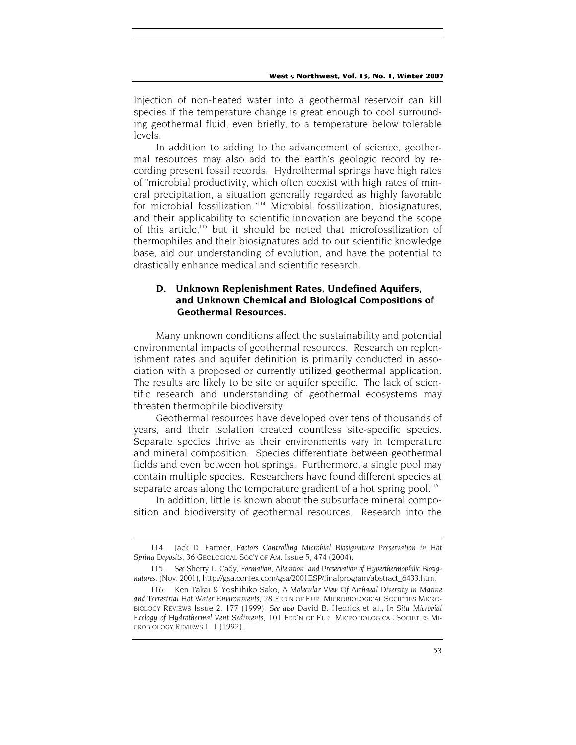Injection of non-heated water into a geothermal reservoir can kill species if the temperature change is great enough to cool surrounding geothermal fluid, even briefly, to a temperature below tolerable levels.

In addition to adding to the advancement of science, geothermal resources may also add to the earth's geologic record by recording present fossil records. Hydrothermal springs have high rates of "microbial productivity, which often coexist with high rates of mineral precipitation, a situation generally regarded as highly favorable for microbial fossilization."[114] Microbial fossilization, biosignatures, and their applicability to scientific innovation are beyond the scope of this article,[115] but it should be noted that microfossilization of thermophiles and their biosignatures add to our scientific knowledge base, aid our understanding of evolution, and have the potential to drastically enhance medical and scientific research.

### D. Unknown Replenishment Rates, Undefined Aquifers, and Unknown Chemical and Biological Compositions of Geothermal Resources.

Many unknown conditions affect the sustainability and potential environmental impacts of geothermal resources. Research on replenishment rates and aquifer definition is primarily conducted in association with a proposed or currently utilized geothermal application. The results are likely to be site or aquifer specific. The lack of scientific research and understanding of geothermal ecosystems may threaten thermophile biodiversity.

Geothermal resources have developed over tens of thousands of years, and their isolation created countless site-specific species. Separate species thrive as their environments vary in temperature and mineral composition. Species differentiate between geothermal fields and even between hot springs. Furthermore, a single pool may contain multiple species. Researchers have found different species at separate areas along the temperature gradient of a hot spring pool.[116]

In addition, little is known about the subsurface mineral composition and biodiversity of geothermal resources. Research into the

---

114. Jack D. Farmer, *Factors Controlling Microbial Biosignature Preservation in Hot Spring Deposits*, 36 GEOLOGICAL SOC'Y OF AM. Issue 5, 474 (2004).

115. *See* Sherry L. Cady, *Formation, Alteration, and Preservation of Hyperthermophilic Biosignatures*, (Nov. 2001), http://gsa.confex.com/gsa/2001ESP/finalprogram/abstract_6433.htm.

116. Ken Takai & Yoshihiko Sako, *A Molecular View Of Archaeal Diversity in Marine and Terrestrial Hot Water Environments*, 28 FED'N OF EUR. MICROBIOLOGICAL SOCIETIES MICROBIOLOGY REVIEWS Issue 2, 177 (1999). *See also* David B. Hedrick et al., *In Situ Microbial Ecology of Hydrothermal Vent Sediments*, 101 FED'N OF EUR. MICROBIOLOGICAL SOCIETIES MICROBIOLOGY REVIEWS 1, 1 (1992).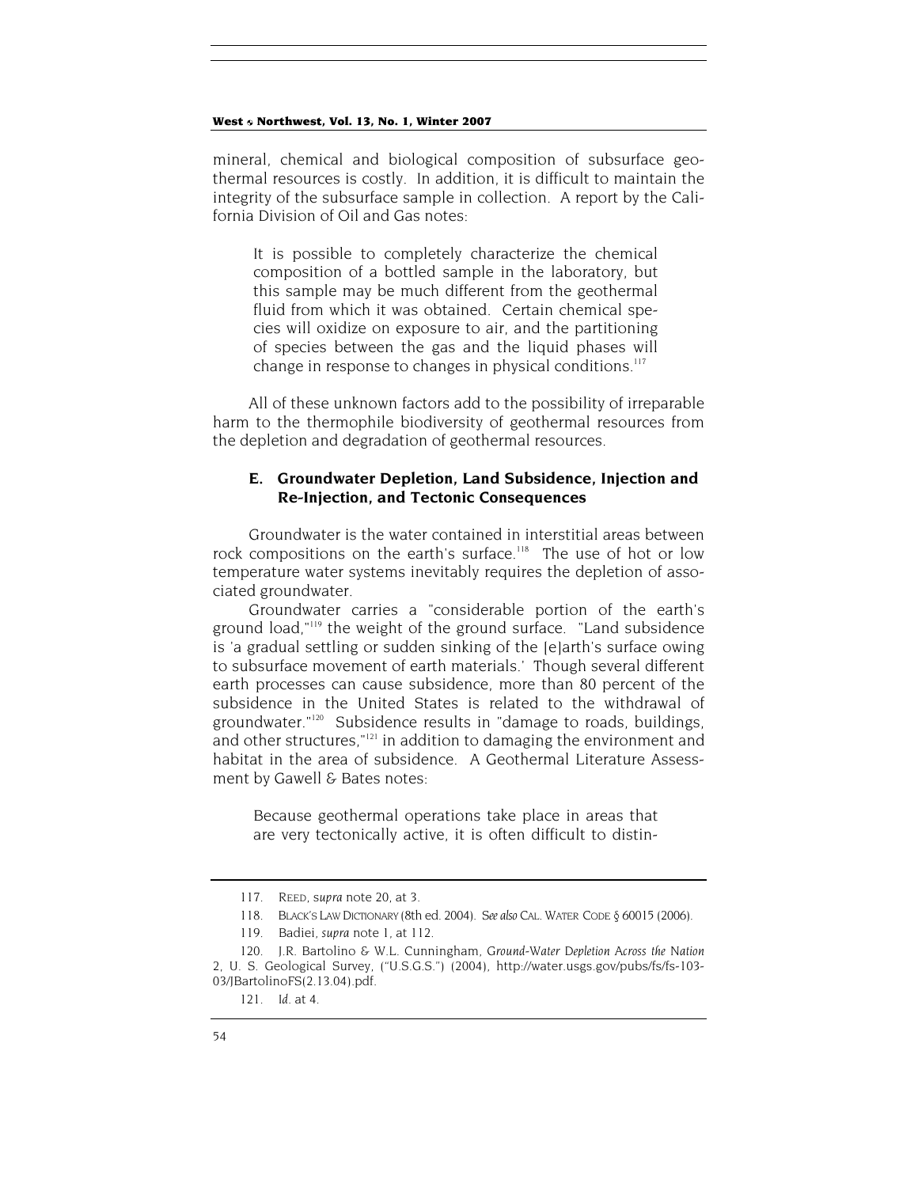mineral, chemical and biological composition of subsurface geothermal resources is costly. In addition, it is difficult to maintain the integrity of the subsurface sample in collection. A report by the California Division of Oil and Gas notes:

> It is possible to completely characterize the chemical composition of a bottled sample in the laboratory, but this sample may be much different from the geothermal fluid from which it was obtained. Certain chemical species will oxidize on exposure to air, and the partitioning of species between the gas and the liquid phases will change in response to changes in physical conditions.[117]

All of these unknown factors add to the possibility of irreparable harm to the thermophile biodiversity of geothermal resources from the depletion and degradation of geothermal resources.

### E. Groundwater Depletion, Land Subsidence, Injection and Re-Injection, and Tectonic Consequences

Groundwater is the water contained in interstitial areas between rock compositions on the earth's surface.[118] The use of hot or low temperature water systems inevitably requires the depletion of associated groundwater.

Groundwater carries a "considerable portion of the earth's ground load,"[119] the weight of the ground surface. "Land subsidence is 'a gradual settling or sudden sinking of the [e]arth's surface owing to subsurface movement of earth materials.' Though several different earth processes can cause subsidence, more than 80 percent of the subsidence in the United States is related to the withdrawal of groundwater."[120] Subsidence results in "damage to roads, buildings, and other structures,"[121] in addition to damaging the environment and habitat in the area of subsidence. A Geothermal Literature Assessment by Gawell & Bates notes:

> Because geothermal operations take place in areas that are very tectonically active, it is often difficult to distin-

---

117. REED, *supra* note 20, at 3.

118. BLACK'S LAW DICTIONARY (8th ed. 2004). *See also* CAL. WATER CODE § 60015 (2006).

119. Badiei, *supra* note 1, at 112.

120. J.R. Bartolino & W.L. Cunningham, *Ground-Water Depletion Across the Nation* 2, U. S. Geological Survey, ("U.S.G.S.") (2004), http://water.usgs.gov/pubs/fs/fs-103-03/JBartolinoFS(2.13.04).pdf.

121. *Id.* at 4.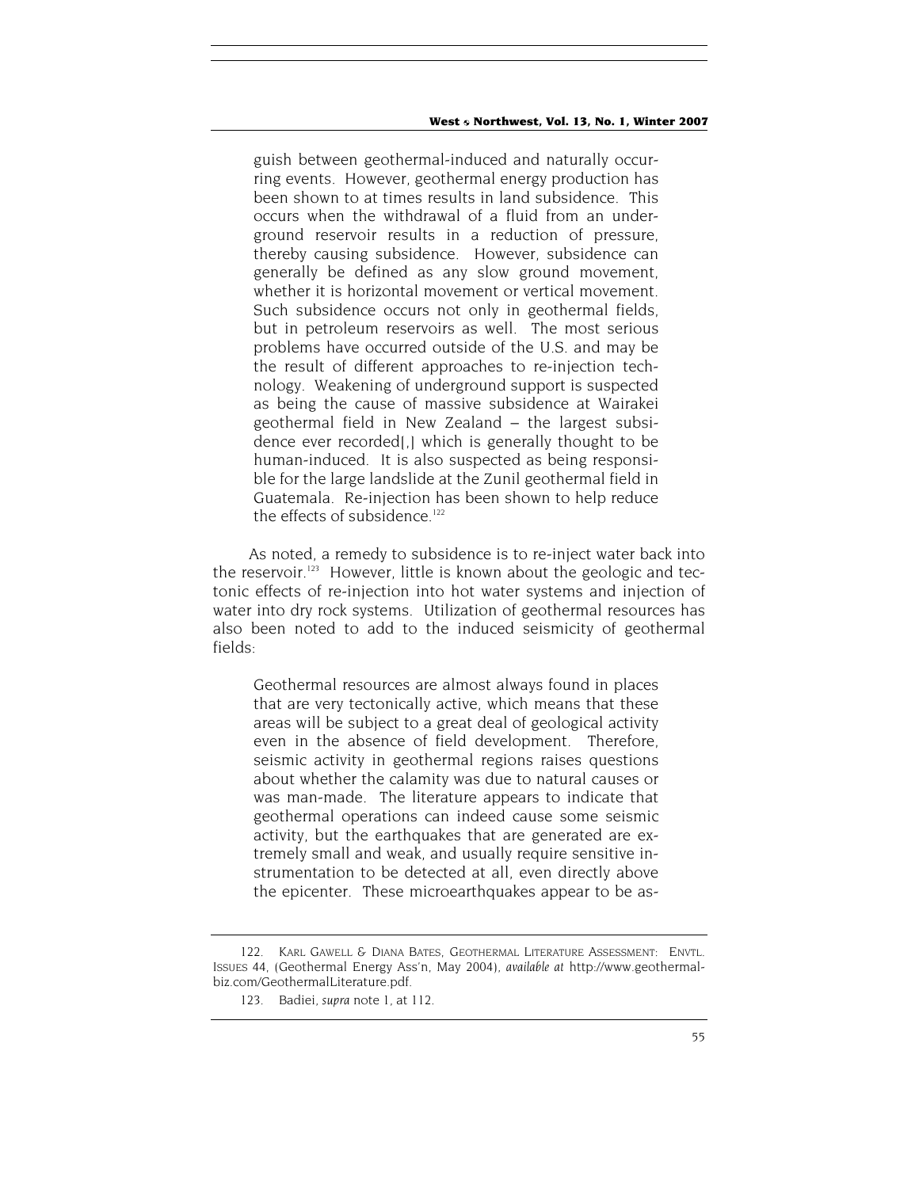guish between geothermal-induced and naturally occurring events. However, geothermal energy production has been shown to at times results in land subsidence. This occurs when the withdrawal of a fluid from an underground reservoir results in a reduction of pressure, thereby causing subsidence. However, subsidence can generally be defined as any slow ground movement, whether it is horizontal movement or vertical movement. Such subsidence occurs not only in geothermal fields, but in petroleum reservoirs as well. The most serious problems have occurred outside of the U.S. and may be the result of different approaches to re-injection technology. Weakening of underground support is suspected as being the cause of massive subsidence at Wairakei geothermal field in New Zealand – the largest subsidence ever recorded[,] which is generally thought to be human-induced. It is also suspected as being responsible for the large landslide at the Zunil geothermal field in Guatemala. Re-injection has been shown to help reduce the effects of subsidence.[122]

As noted, a remedy to subsidence is to re-inject water back into the reservoir.[123] However, little is known about the geologic and tectonic effects of re-injection into hot water systems and injection of water into dry rock systems. Utilization of geothermal resources has also been noted to add to the induced seismicity of geothermal fields:

> Geothermal resources are almost always found in places that are very tectonically active, which means that these areas will be subject to a great deal of geological activity even in the absence of field development. Therefore, seismic activity in geothermal regions raises questions about whether the calamity was due to natural causes or was man-made. The literature appears to indicate that geothermal operations can indeed cause some seismic activity, but the earthquakes that are generated are extremely small and weak, and usually require sensitive instrumentation to be detected at all, even directly above the epicenter. These microearthquakes appear to be as-

---

122. KARL GAWELL & DIANA BATES, GEOTHERMAL LITERATURE ASSESSMENT: ENVTL. ISSUES 44, (Geothermal Energy Ass'n, May 2004), *available at* http://www.geothermal-biz.com/GeothermalLiterature.pdf.

123. Badiei, *supra* note 1, at 112.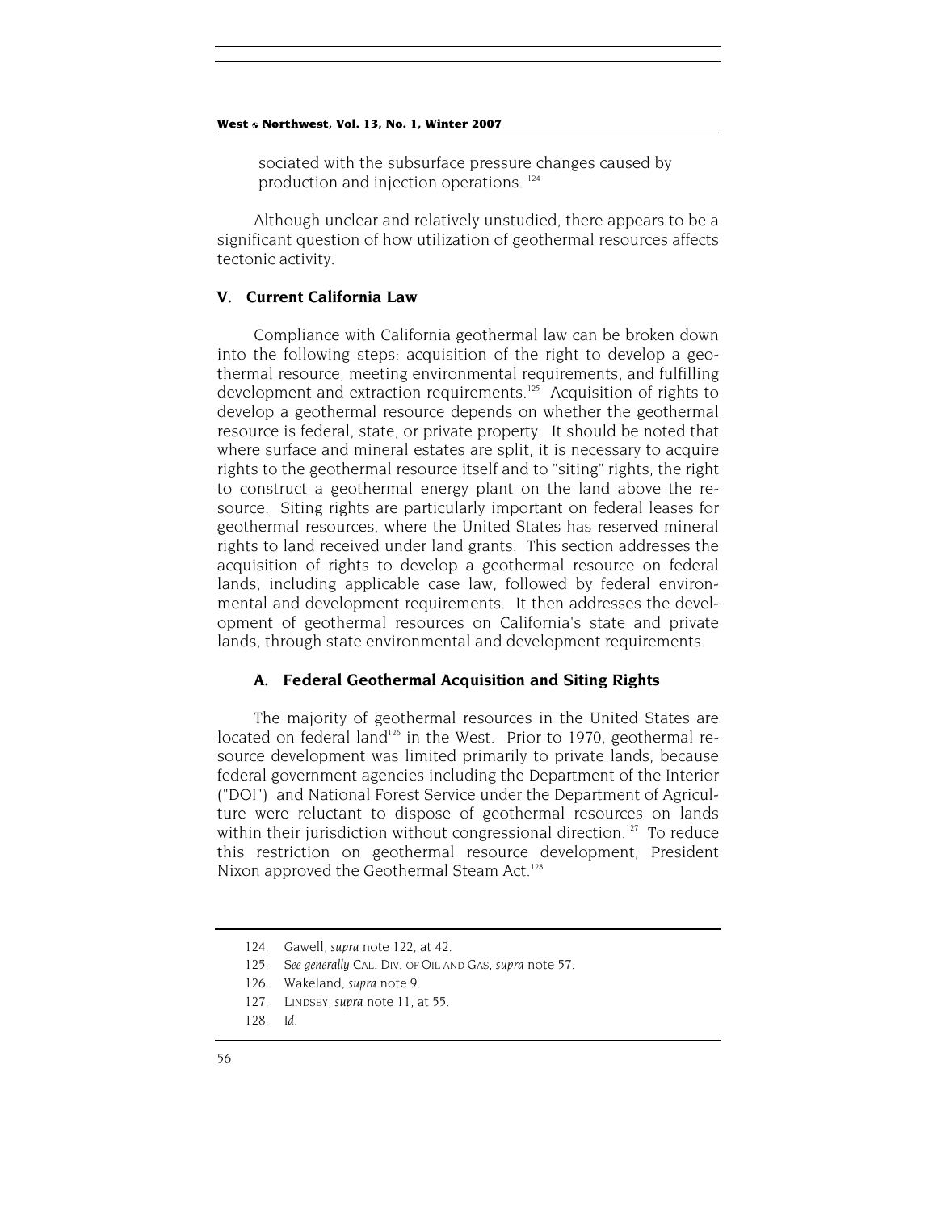sociated with the subsurface pressure changes caused by production and injection operations.[124]

Although unclear and relatively unstudied, there appears to be a significant question of how utilization of geothermal resources affects tectonic activity.

## V. Current California Law

Compliance with California geothermal law can be broken down into the following steps: acquisition of the right to develop a geothermal resource, meeting environmental requirements, and fulfilling development and extraction requirements.[125] Acquisition of rights to develop a geothermal resource depends on whether the geothermal resource is federal, state, or private property. It should be noted that where surface and mineral estates are split, it is necessary to acquire rights to the geothermal resource itself and to "siting" rights, the right to construct a geothermal energy plant on the land above the resource. Siting rights are particularly important on federal leases for geothermal resources, where the United States has reserved mineral rights to land received under land grants. This section addresses the acquisition of rights to develop a geothermal resource on federal lands, including applicable case law, followed by federal environmental and development requirements. It then addresses the development of geothermal resources on California's state and private lands, through state environmental and development requirements.

### A. Federal Geothermal Acquisition and Siting Rights

The majority of geothermal resources in the United States are located on federal land[126] in the West. Prior to 1970, geothermal resource development was limited primarily to private lands, because federal government agencies including the Department of the Interior ("DOI") and National Forest Service under the Department of Agriculture were reluctant to dispose of geothermal resources on lands within their jurisdiction without congressional direction.[127] To reduce this restriction on geothermal resource development, President Nixon approved the Geothermal Steam Act.[128]

---

124. Gawell, *supra* note 122, at 42.

125. *See generally* CAL. DIV. OF OIL AND GAS, *supra* note 57.

126. Wakeland, *supra* note 9.

127. LINDSEY, *supra* note 11, at 55.

128. *Id.*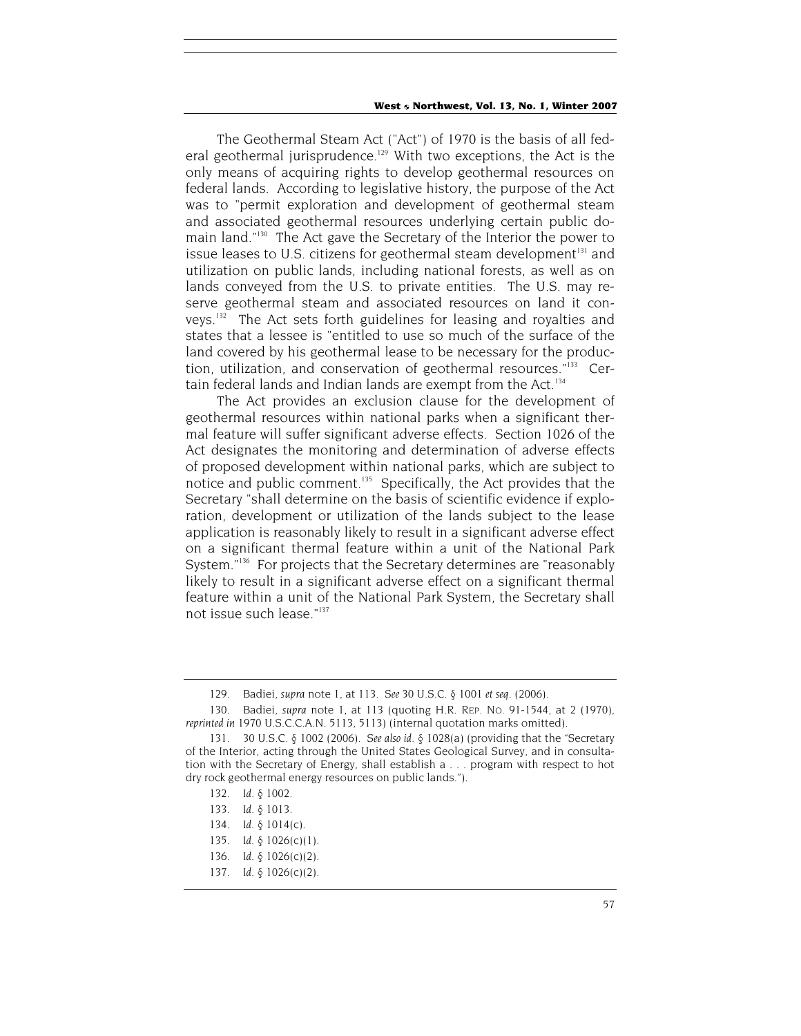The Geothermal Steam Act ("Act") of 1970 is the basis of all federal geothermal jurisprudence.[129] With two exceptions, the Act is the only means of acquiring rights to develop geothermal resources on federal lands. According to legislative history, the purpose of the Act was to "permit exploration and development of geothermal steam and associated geothermal resources underlying certain public domain land."[130] The Act gave the Secretary of the Interior the power to issue leases to U.S. citizens for geothermal steam development[131] and utilization on public lands, including national forests, as well as on lands conveyed from the U.S. to private entities. The U.S. may reserve geothermal steam and associated resources on land it conveys.[132] The Act sets forth guidelines for leasing and royalties and states that a lessee is "entitled to use so much of the surface of the land covered by his geothermal lease to be necessary for the production, utilization, and conservation of geothermal resources."[133] Certain federal lands and Indian lands are exempt from the Act.[134]

The Act provides an exclusion clause for the development of geothermal resources within national parks when a significant thermal feature will suffer significant adverse effects. Section 1026 of the Act designates the monitoring and determination of adverse effects of proposed development within national parks, which are subject to notice and public comment.[135] Specifically, the Act provides that the Secretary "shall determine on the basis of scientific evidence if exploration, development or utilization of the lands subject to the lease application is reasonably likely to result in a significant adverse effect on a significant thermal feature within a unit of the National Park System."[136] For projects that the Secretary determines are "reasonably likely to result in a significant adverse effect on a significant thermal feature within a unit of the National Park System, the Secretary shall not issue such lease."[137]

---

129. Badiei, *supra* note 1, at 113. *See* 30 U.S.C. § 1001 *et seq.* (2006).

130. Badiei, *supra* note 1, at 113 (quoting H.R. REP. NO. 91-1544, at 2 (1970), *reprinted in* 1970 U.S.C.C.A.N. 5113, 5113) (internal quotation marks omitted).

131. 30 U.S.C. § 1002 (2006). *See also id.* § 1028(a) (providing that the "Secretary of the Interior, acting through the United States Geological Survey, and in consultation with the Secretary of Energy, shall establish a . . . program with respect to hot dry rock geothermal energy resources on public lands.").

132. *Id.* § 1002.

133. *Id.* § 1013.

134. *Id.* § 1014(c).

135. *Id.* § 1026(c)(1).

136. *Id.* § 1026(c)(2).

137. *Id.* § 1026(c)(2).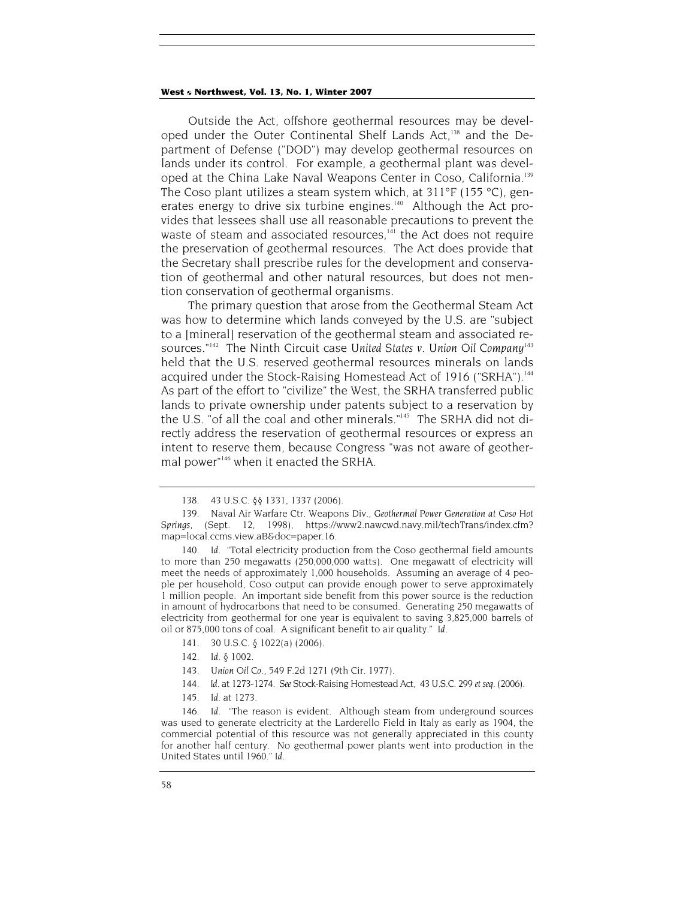Outside the Act, offshore geothermal resources may be developed under the Outer Continental Shelf Lands Act,[138] and the Department of Defense ("DOD") may develop geothermal resources on lands under its control. For example, a geothermal plant was developed at the China Lake Naval Weapons Center in Coso, California.[139] The Coso plant utilizes a steam system which, at 311°F (155 °C), generates energy to drive six turbine engines.[140] Although the Act provides that lessees shall use all reasonable precautions to prevent the waste of steam and associated resources,[141] the Act does not require the preservation of geothermal resources. The Act does provide that the Secretary shall prescribe rules for the development and conservation of geothermal and other natural resources, but does not mention conservation of geothermal organisms.

The primary question that arose from the Geothermal Steam Act was how to determine which lands conveyed by the U.S. are "subject to a [mineral] reservation of the geothermal steam and associated resources."[142] The Ninth Circuit case *United States v. Union Oil Company*[143] held that the U.S. reserved geothermal resources minerals on lands acquired under the Stock-Raising Homestead Act of 1916 ("SRHA").[144] As part of the effort to "civilize" the West, the SRHA transferred public lands to private ownership under patents subject to a reservation by the U.S. "of all the coal and other minerals."[145] The SRHA did not directly address the reservation of geothermal resources or express an intent to reserve them, because Congress "was not aware of geothermal power"[146] when it enacted the SRHA.

---

138. 43 U.S.C. §§ 1331, 1337 (2006).

139. Naval Air Warfare Ctr. Weapons Div., *Geothermal Power Generation at Coso Hot Springs*, (Sept. 12, 1998), https://www2.nawcwd.navy.mil/techTrans/index.cfm?map=local.ccms.view.aB&doc=paper.16.

140. *Id.* "Total electricity production from the Coso geothermal field amounts to more than 250 megawatts (250,000,000 watts). One megawatt of electricity will meet the needs of approximately 1,000 households. Assuming an average of 4 people per household, Coso output can provide enough power to serve approximately 1 million people. An important side benefit from this power source is the reduction in amount of hydrocarbons that need to be consumed. Generating 250 megawatts of electricity from geothermal for one year is equivalent to saving 3,825,000 barrels of oil or 875,000 tons of coal. A significant benefit to air quality." *Id.*

141. 30 U.S.C. § 1022(a) (2006).

142. *Id.* § 1002.

143. *Union Oil Co.*, 549 F.2d 1271 (9th Cir. 1977).

144. *Id.* at 1273-1274. *See* Stock-Raising Homestead Act, 43 U.S.C. 299 *et seq.* (2006).

145. *Id.* at 1273.

146. *Id.* "The reason is evident. Although steam from underground sources was used to generate electricity at the Larderello Field in Italy as early as 1904, the commercial potential of this resource was not generally appreciated in this county for another half century. No geothermal power plants went into production in the United States until 1960." *Id.*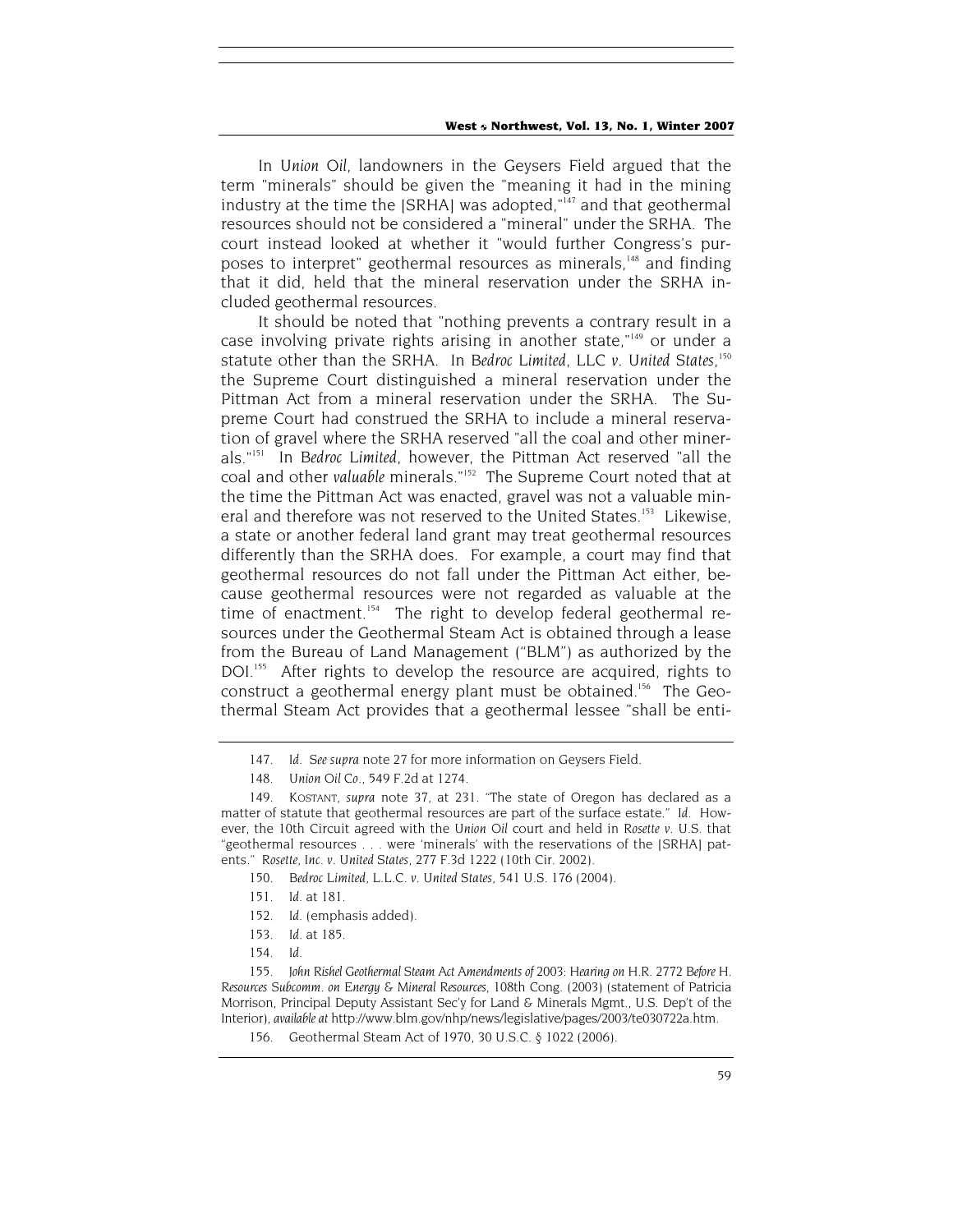In *Union Oil*, landowners in the Geysers Field argued that the term "minerals" should be given the "meaning it had in the mining industry at the time the [SRHA] was adopted,"[147] and that geothermal resources should not be considered a "mineral" under the SRHA. The court instead looked at whether it "would further Congress's purposes to interpret" geothermal resources as minerals,[148] and finding that it did, held that the mineral reservation under the SRHA included geothermal resources.

It should be noted that "nothing prevents a contrary result in a case involving private rights arising in another state,"[149] or under a statute other than the SRHA. In *Bedroc Limited, LLC v. United States*,[150] the Supreme Court distinguished a mineral reservation under the Pittman Act from a mineral reservation under the SRHA. The Supreme Court had construed the SRHA to include a mineral reservation of gravel where the SRHA reserved "all the coal and other minerals."[151] In *Bedroc Limited*, however, the Pittman Act reserved "all the coal and other *valuable* minerals."[152] The Supreme Court noted that at the time the Pittman Act was enacted, gravel was not a valuable mineral and therefore was not reserved to the United States.[153] Likewise, a state or another federal land grant may treat geothermal resources differently than the SRHA does. For example, a court may find that geothermal resources do not fall under the Pittman Act either, because geothermal resources were not regarded as valuable at the time of enactment.[154] The right to develop federal geothermal resources under the Geothermal Steam Act is obtained through a lease from the Bureau of Land Management ("BLM") as authorized by the DOI.[155] After rights to develop the resource are acquired, rights to construct a geothermal energy plant must be obtained.[156] The Geothermal Steam Act provides that a geothermal lessee "shall be enti-

---

147. *Id. See supra* note 27 for more information on Geysers Field.

148. *Union Oil Co.*, 549 F.2d at 1274.

149. KOSTANT, *supra* note 37, at 231. "The state of Oregon has declared as a matter of statute that geothermal resources are part of the surface estate." *Id.* However, the 10th Circuit agreed with the *Union Oil* court and held in *Rosette v.* U.S. that "geothermal resources . . . were 'minerals' with the reservations of the [SRHA] patents." *Rosette, Inc. v. United States*, 277 F.3d 1222 (10th Cir. 2002).

150. *Bedroc Limited, L.L.C. v. United States*, 541 U.S. 176 (2004).

151. *Id.* at 181.

152. *Id.* (emphasis added).

153. *Id.* at 185.

154. *Id.*

155. *John Rishel Geothermal Steam Act Amendments of 2003: Hearing on H.R. 2772 Before H. Resources Subcomm. on Energy & Mineral Resources*, 108th Cong. (2003) (statement of Patricia Morrison, Principal Deputy Assistant Sec'y for Land & Minerals Mgmt., U.S. Dep't of the Interior), *available at* http://www.blm.gov/nhp/news/legislative/pages/2003/te030722a.htm.

156. Geothermal Steam Act of 1970, 30 U.S.C. § 1022 (2006).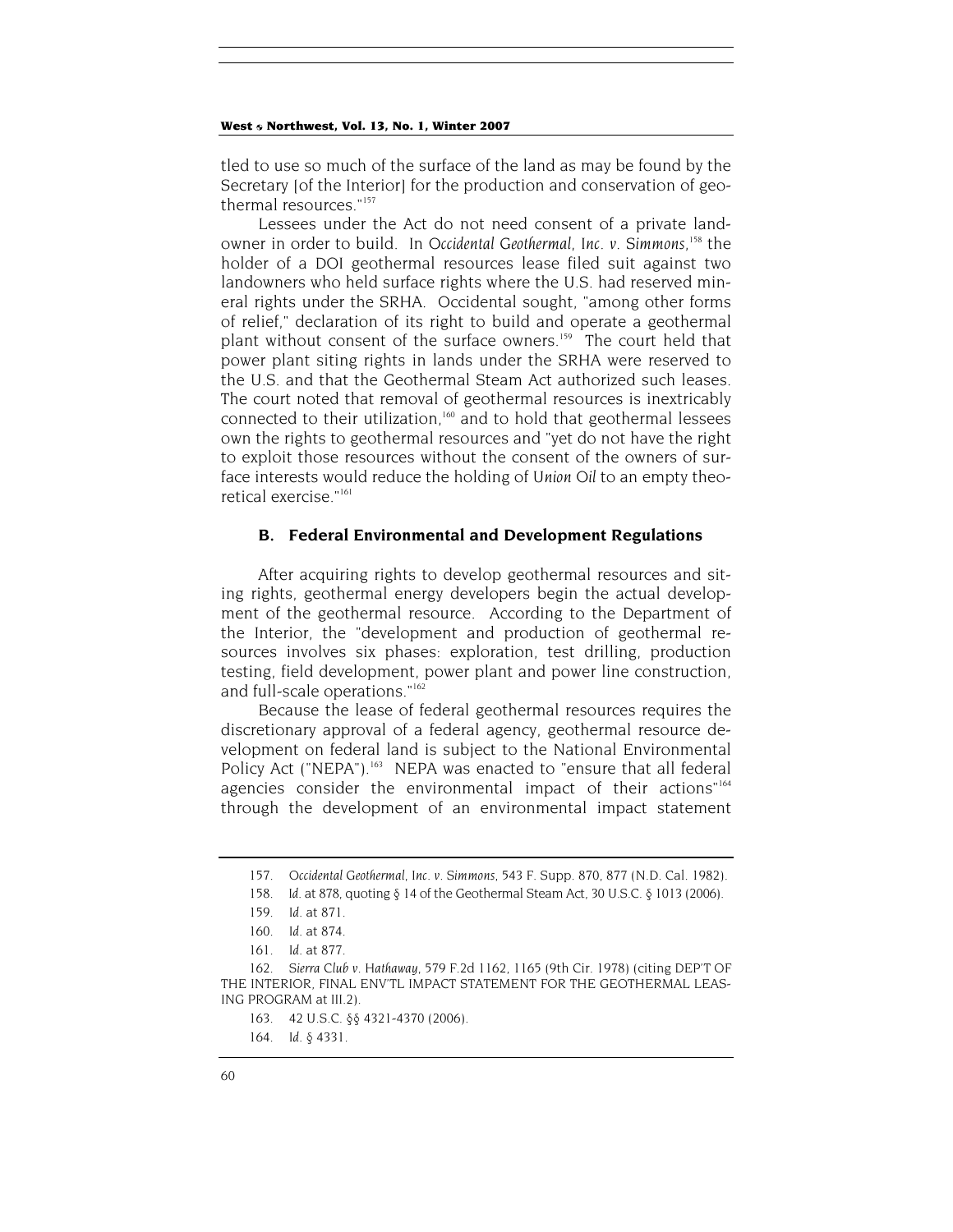tled to use so much of the surface of the land as may be found by the Secretary [of the Interior] for the production and conservation of geothermal resources."[157]

Lessees under the Act do not need consent of a private landowner in order to build. In *Occidental Geothermal, Inc. v. Simmons*,[158] the holder of a DOI geothermal resources lease filed suit against two landowners who held surface rights where the U.S. had reserved mineral rights under the SRHA. Occidental sought, "among other forms of relief," declaration of its right to build and operate a geothermal plant without consent of the surface owners.[159] The court held that power plant siting rights in lands under the SRHA were reserved to the U.S. and that the Geothermal Steam Act authorized such leases. The court noted that removal of geothermal resources is inextricably connected to their utilization,[160] and to hold that geothermal lessees own the rights to geothermal resources and "yet do not have the right to exploit those resources without the consent of the owners of surface interests would reduce the holding of *Union Oil* to an empty theoretical exercise."[161]

### B. Federal Environmental and Development Regulations

After acquiring rights to develop geothermal resources and siting rights, geothermal energy developers begin the actual development of the geothermal resource. According to the Department of the Interior, the "development and production of geothermal resources involves six phases: exploration, test drilling, production testing, field development, power plant and power line construction, and full-scale operations."[162]

Because the lease of federal geothermal resources requires the discretionary approval of a federal agency, geothermal resource development on federal land is subject to the National Environmental Policy Act ("NEPA").[163] NEPA was enacted to "ensure that all federal agencies consider the environmental impact of their actions"[164] through the development of an environmental impact statement

---

157. *Occidental Geothermal, Inc. v. Simmons*, 543 F. Supp. 870, 877 (N.D. Cal. 1982).

158. *Id.* at 878, quoting § 14 of the Geothermal Steam Act, 30 U.S.C. § 1013 (2006).

159. *Id.* at 871.

160. *Id.* at 874.

161. *Id.* at 877.

162. *Sierra Club v. Hathaway*, 579 F.2d 1162, 1165 (9th Cir. 1978) (citing DEP'T OF THE INTERIOR, FINAL ENV'TL IMPACT STATEMENT FOR THE GEOTHERMAL LEASING PROGRAM at III.2).

163. 42 U.S.C. §§ 4321-4370 (2006).

164. *Id.* § 4331.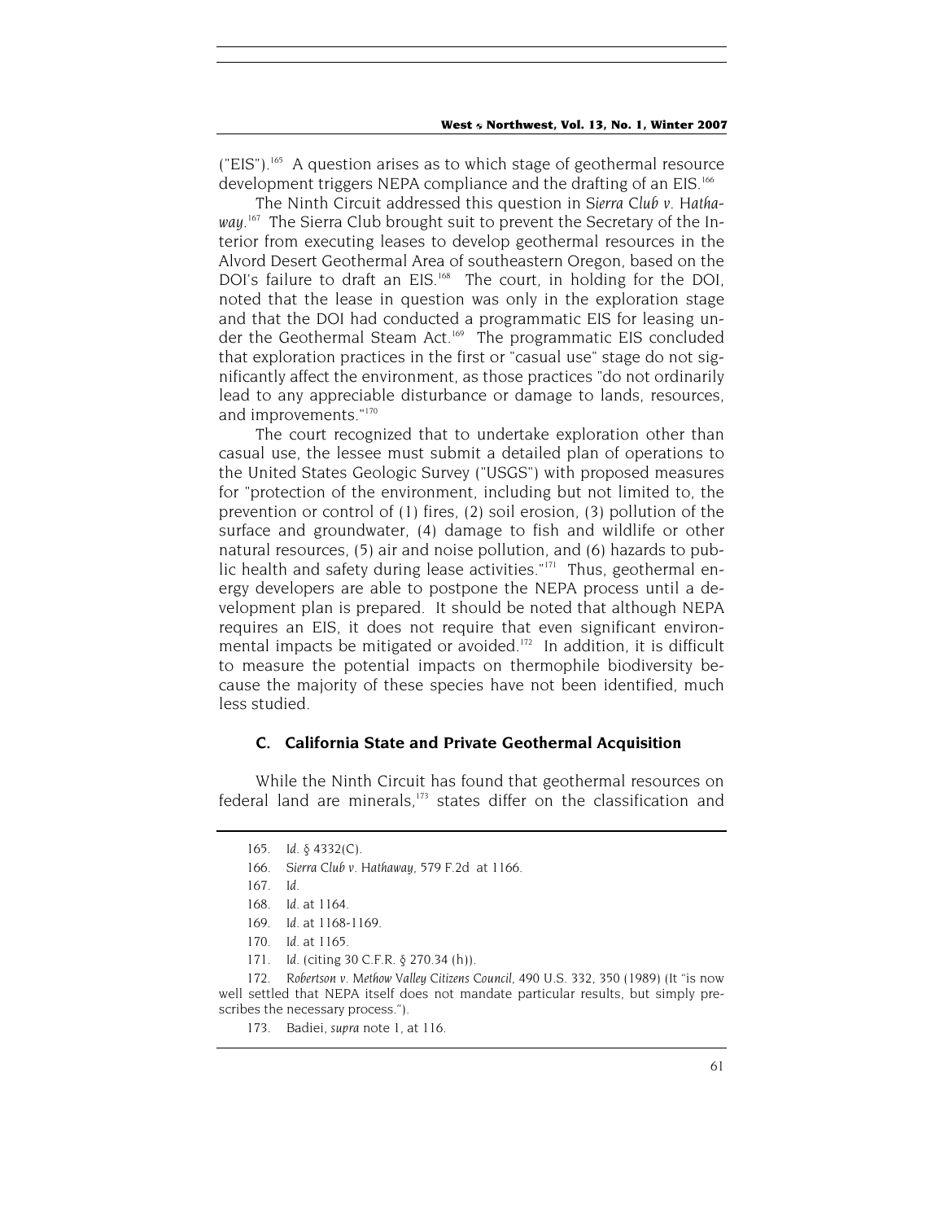("EIS").[165] A question arises as to which stage of geothermal resource development triggers NEPA compliance and the drafting of an EIS.[166]

The Ninth Circuit addressed this question in *Sierra Club v. Hathaway*.[167] The Sierra Club brought suit to prevent the Secretary of the Interior from executing leases to develop geothermal resources in the Alvord Desert Geothermal Area of southeastern Oregon, based on the DOI's failure to draft an EIS.[168] The court, in holding for the DOI, noted that the lease in question was only in the exploration stage and that the DOI had conducted a programmatic EIS for leasing under the Geothermal Steam Act.[169] The programmatic EIS concluded that exploration practices in the first or "casual use" stage do not significantly affect the environment, as those practices "do not ordinarily lead to any appreciable disturbance or damage to lands, resources, and improvements."[170]

The court recognized that to undertake exploration other than casual use, the lessee must submit a detailed plan of operations to the United States Geologic Survey ("USGS") with proposed measures for "protection of the environment, including but not limited to, the prevention or control of (1) fires, (2) soil erosion, (3) pollution of the surface and groundwater, (4) damage to fish and wildlife or other natural resources, (5) air and noise pollution, and (6) hazards to public health and safety during lease activities."[171] Thus, geothermal energy developers are able to postpone the NEPA process until a development plan is prepared. It should be noted that although NEPA requires an EIS, it does not require that even significant environmental impacts be mitigated or avoided.[172] In addition, it is difficult to measure the potential impacts on thermophile biodiversity because the majority of these species have not been identified, much less studied.

### C. California State and Private Geothermal Acquisition

While the Ninth Circuit has found that geothermal resources on federal land are minerals,[173] states differ on the classification and

---

165. *Id.* § 4332(C).

166. *Sierra Club v. Hathaway*, 579 F.2d at 1166.

167. *Id.*

168. *Id.* at 1164.

169. *Id.* at 1168-1169.

170. *Id.* at 1165.

171. *Id.* (citing 30 C.F.R. § 270.34 (h)).

172. *Robertson v. Methow Valley Citizens Council*, 490 U.S. 332, 350 (1989) (It "is now well settled that NEPA itself does not mandate particular results, but simply prescribes the necessary process.").

173. Badiei, *supra* note 1, at 116.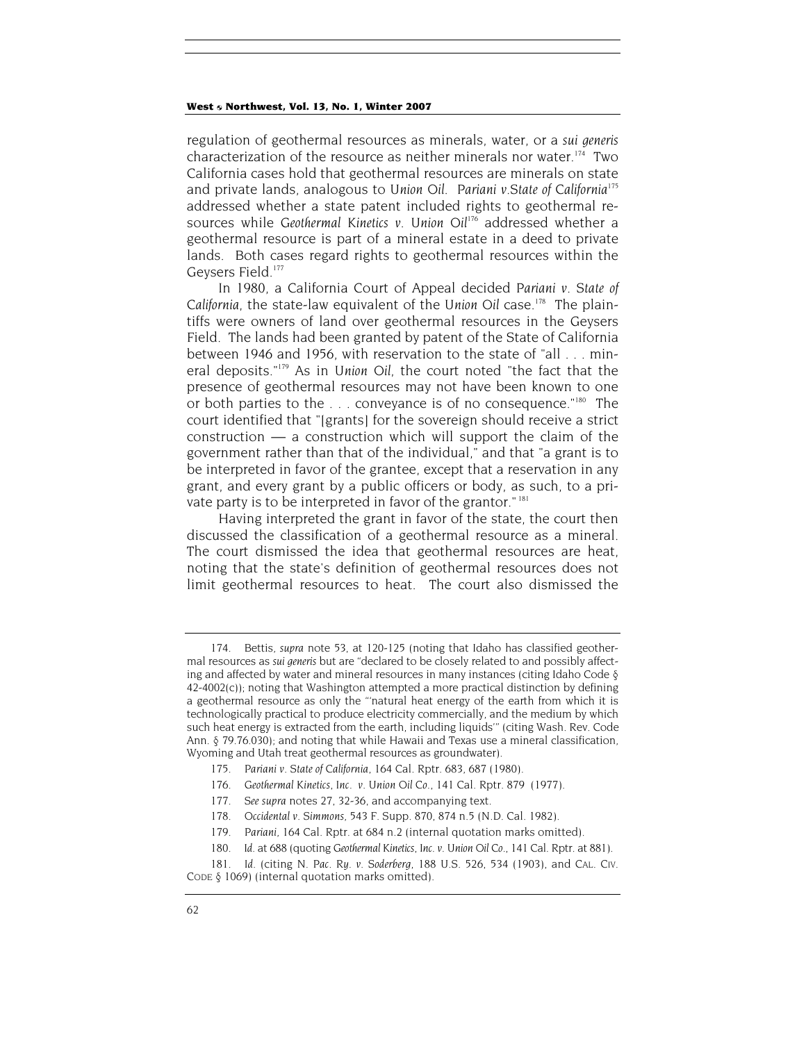regulation of geothermal resources as minerals, water, or a *sui generis* characterization of the resource as neither minerals nor water.[174] Two California cases hold that geothermal resources are minerals on state and private lands, analogous to *Union Oil*. *Pariani v.State of California*[175] addressed whether a state patent included rights to geothermal resources while *Geothermal Kinetics v. Union Oil*[176] addressed whether a geothermal resource is part of a mineral estate in a deed to private lands. Both cases regard rights to geothermal resources within the Geysers Field.[177]

In 1980, a California Court of Appeal decided *Pariani v. State of California*, the state-law equivalent of the *Union Oil* case.[178] The plaintiffs were owners of land over geothermal resources in the Geysers Field. The lands had been granted by patent of the State of California between 1946 and 1956, with reservation to the state of "all . . . mineral deposits."[179] As in *Union Oil*, the court noted "the fact that the presence of geothermal resources may not have been known to one or both parties to the . . . conveyance is of no consequence."[180] The court identified that "[grants] for the sovereign should receive a strict construction — a construction which will support the claim of the government rather than that of the individual," and that "a grant is to be interpreted in favor of the grantee, except that a reservation in any grant, and every grant by a public officers or body, as such, to a private party is to be interpreted in favor of the grantor." [181]

Having interpreted the grant in favor of the state, the court then discussed the classification of a geothermal resource as a mineral. The court dismissed the idea that geothermal resources are heat, noting that the state's definition of geothermal resources does not limit geothermal resources to heat. The court also dismissed the

---

174. Bettis, *supra* note 53, at 120-125 (noting that Idaho has classified geothermal resources as *sui generis* but are "declared to be closely related to and possibly affecting and affected by water and mineral resources in many instances (citing Idaho Code § 42-4002(c)); noting that Washington attempted a more practical distinction by defining a geothermal resource as only the "'natural heat energy of the earth from which it is technologically practical to produce electricity commercially, and the medium by which such heat energy is extracted from the earth, including liquids'" (citing Wash. Rev. Code Ann. § 79.76.030); and noting that while Hawaii and Texas use a mineral classification, Wyoming and Utah treat geothermal resources as groundwater).

175. *Pariani v. State of California*, 164 Cal. Rptr. 683, 687 (1980).

176. *Geothermal Kinetics, Inc. v. Union Oil Co.*, 141 Cal. Rptr. 879 (1977).

177. *See supra* notes 27, 32-36, and accompanying text.

178. *Occidental v. Simmons*, 543 F. Supp. 870, 874 n.5 (N.D. Cal. 1982).

179. *Pariani*, 164 Cal. Rptr. at 684 n.2 (internal quotation marks omitted).

180. *Id.* at 688 (quoting *Geothermal Kinetics, Inc. v. Union Oil Co.*, 141 Cal. Rptr. at 881).

181. *Id.* (citing *N. Pac. Ry. v. Soderberg*, 188 U.S. 526, 534 (1903), and CAL. CIV. CODE § 1069) (internal quotation marks omitted).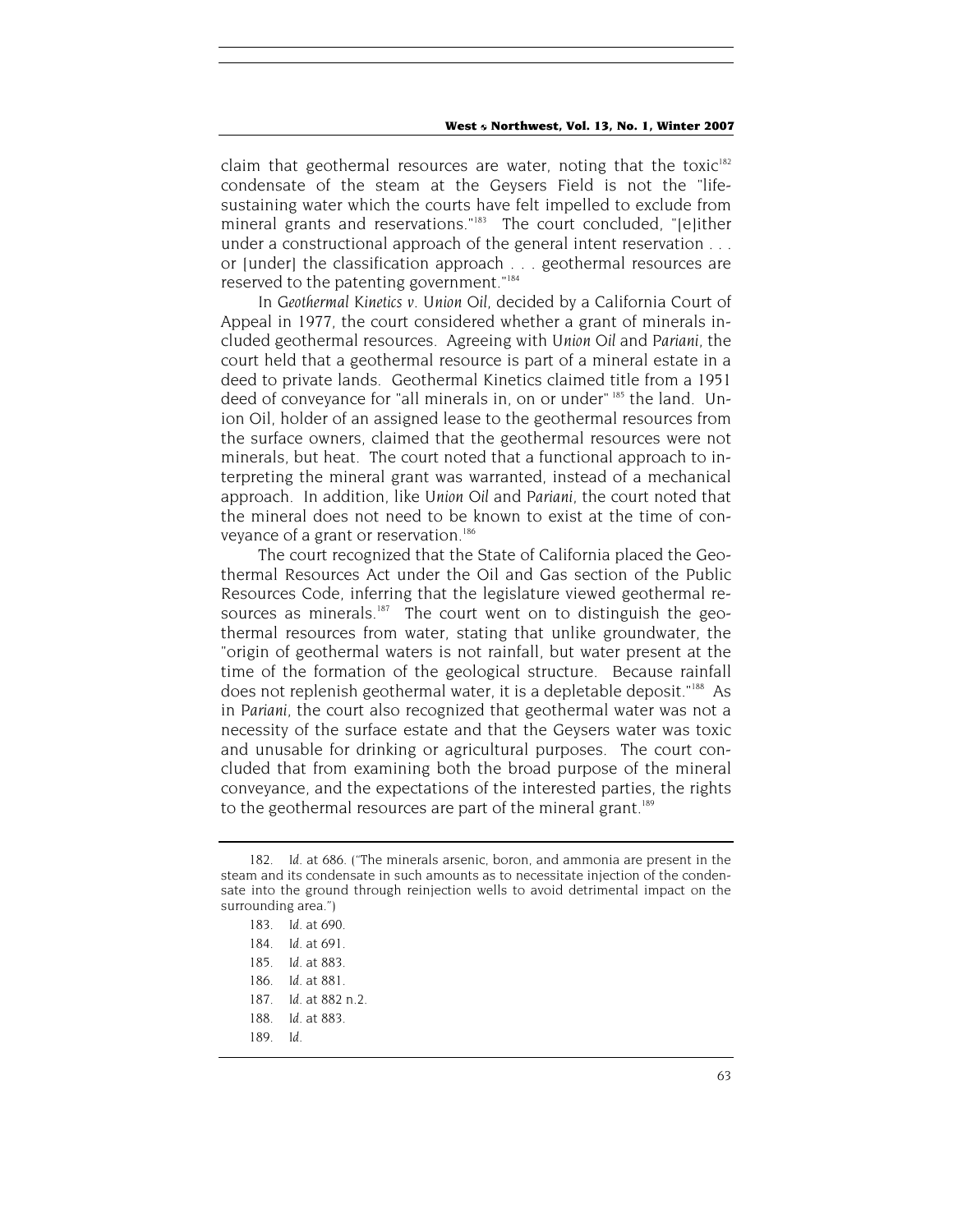claim that geothermal resources are water, noting that the toxic[182] condensate of the steam at the Geysers Field is not the "life-sustaining water which the courts have felt impelled to exclude from mineral grants and reservations."[183] The court concluded, "[e]ither under a constructional approach of the general intent reservation . . . or [under] the classification approach . . . geothermal resources are reserved to the patenting government."[184]

In *Geothermal Kinetics v. Union Oil*, decided by a California Court of Appeal in 1977, the court considered whether a grant of minerals included geothermal resources. Agreeing with *Union Oil* and *Pariani*, the court held that a geothermal resource is part of a mineral estate in a deed to private lands. Geothermal Kinetics claimed title from a 1951 deed of conveyance for "all minerals in, on or under" [185] the land. Union Oil, holder of an assigned lease to the geothermal resources from the surface owners, claimed that the geothermal resources were not minerals, but heat. The court noted that a functional approach to interpreting the mineral grant was warranted, instead of a mechanical approach. In addition, like *Union Oil* and *Pariani*, the court noted that the mineral does not need to be known to exist at the time of conveyance of a grant or reservation.[186]

The court recognized that the State of California placed the Geothermal Resources Act under the Oil and Gas section of the Public Resources Code, inferring that the legislature viewed geothermal resources as minerals.[187] The court went on to distinguish the geothermal resources from water, stating that unlike groundwater, the "origin of geothermal waters is not rainfall, but water present at the time of the formation of the geological structure. Because rainfall does not replenish geothermal water, it is a depletable deposit."[188] As in *Pariani*, the court also recognized that geothermal water was not a necessity of the surface estate and that the Geysers water was toxic and unusable for drinking or agricultural purposes. The court concluded that from examining both the broad purpose of the mineral conveyance, and the expectations of the interested parties, the rights to the geothermal resources are part of the mineral grant.[189]

---

182. *Id.* at 686. ("The minerals arsenic, boron, and ammonia are present in the steam and its condensate in such amounts as to necessitate injection of the condensate into the ground through reinjection wells to avoid detrimental impact on the surrounding area.")

183. *Id.* at 690.

184. *Id.* at 691.

185. *Id.* at 883.

186. *Id.* at 881.

187. *Id.* at 882 n.2.

188. *Id.* at 883.

189. *Id.*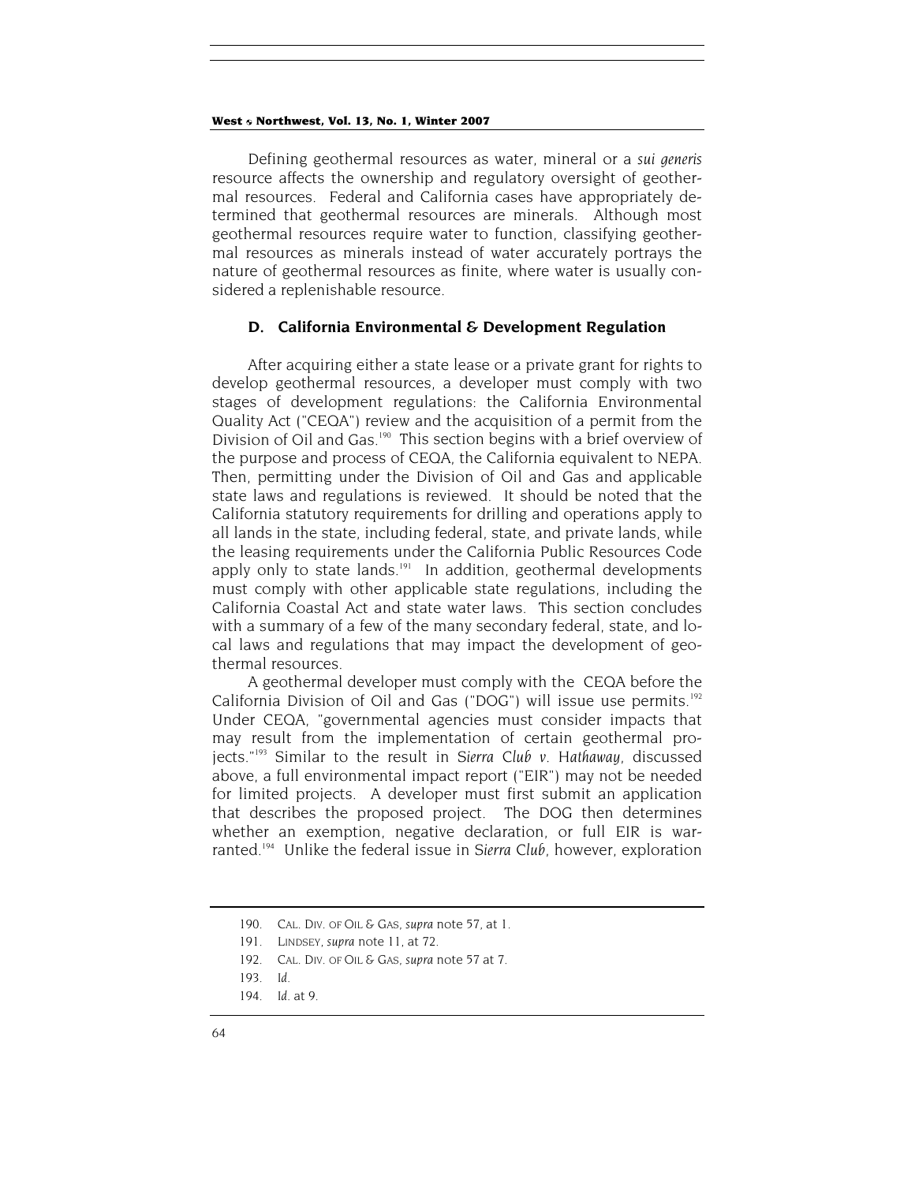Defining geothermal resources as water, mineral or a *sui generis* resource affects the ownership and regulatory oversight of geothermal resources. Federal and California cases have appropriately determined that geothermal resources are minerals. Although most geothermal resources require water to function, classifying geothermal resources as minerals instead of water accurately portrays the nature of geothermal resources as finite, where water is usually considered a replenishable resource.

### D. California Environmental & Development Regulation

After acquiring either a state lease or a private grant for rights to develop geothermal resources, a developer must comply with two stages of development regulations: the California Environmental Quality Act ("CEQA") review and the acquisition of a permit from the Division of Oil and Gas.[190] This section begins with a brief overview of the purpose and process of CEQA, the California equivalent to NEPA. Then, permitting under the Division of Oil and Gas and applicable state laws and regulations is reviewed. It should be noted that the California statutory requirements for drilling and operations apply to all lands in the state, including federal, state, and private lands, while the leasing requirements under the California Public Resources Code apply only to state lands.[191] In addition, geothermal developments must comply with other applicable state regulations, including the California Coastal Act and state water laws. This section concludes with a summary of a few of the many secondary federal, state, and local laws and regulations that may impact the development of geothermal resources.

A geothermal developer must comply with the CEQA before the California Division of Oil and Gas ("DOG") will issue use permits.[192] Under CEQA, "governmental agencies must consider impacts that may result from the implementation of certain geothermal projects."[193] Similar to the result in *Sierra Club v. Hathaway*, discussed above, a full environmental impact report ("EIR") may not be needed for limited projects. A developer must first submit an application that describes the proposed project. The DOG then determines whether an exemption, negative declaration, or full EIR is warranted.[194] Unlike the federal issue in *Sierra Club*, however, exploration

---

190. CAL. DIV. OF OIL & GAS, *supra* note 57, at 1.

191. LINDSEY, *supra* note 11, at 72.

192. CAL. DIV. OF OIL & GAS, *supra* note 57 at 7.

193. *Id.*

194. *Id.* at 9.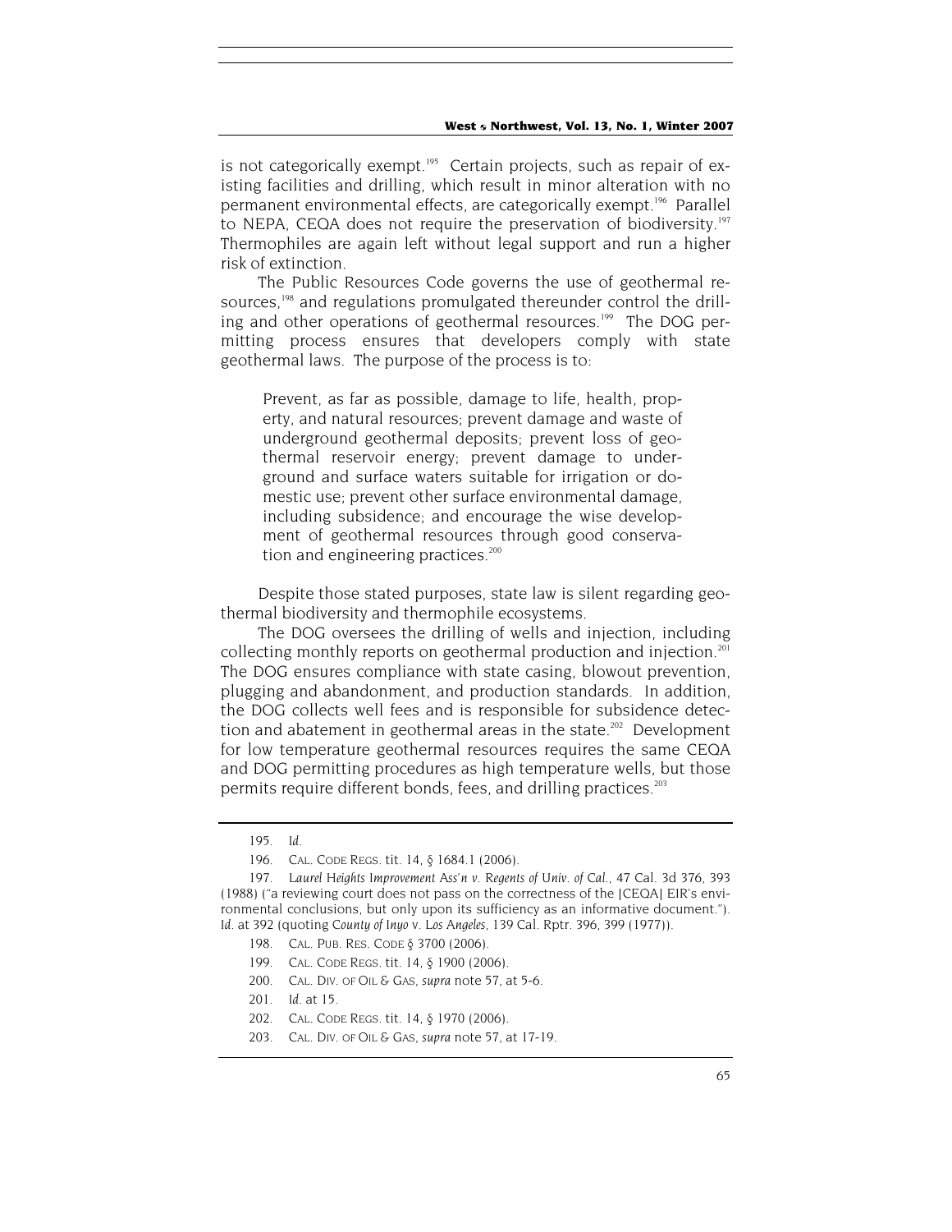is not categorically exempt.[195] Certain projects, such as repair of existing facilities and drilling, which result in minor alteration with no permanent environmental effects, are categorically exempt.[196] Parallel to NEPA, CEQA does not require the preservation of biodiversity.[197] Thermophiles are again left without legal support and run a higher risk of extinction.

The Public Resources Code governs the use of geothermal resources,[198] and regulations promulgated thereunder control the drilling and other operations of geothermal resources.[199] The DOG permitting process ensures that developers comply with state geothermal laws. The purpose of the process is to:

> Prevent, as far as possible, damage to life, health, property, and natural resources; prevent damage and waste of underground geothermal deposits; prevent loss of geothermal reservoir energy; prevent damage to underground and surface waters suitable for irrigation or domestic use; prevent other surface environmental damage, including subsidence; and encourage the wise development of geothermal resources through good conservation and engineering practices.[200]

Despite those stated purposes, state law is silent regarding geothermal biodiversity and thermophile ecosystems.

The DOG oversees the drilling of wells and injection, including collecting monthly reports on geothermal production and injection.[201] The DOG ensures compliance with state casing, blowout prevention, plugging and abandonment, and production standards. In addition, the DOG collects well fees and is responsible for subsidence detection and abatement in geothermal areas in the state.[202] Development for low temperature geothermal resources requires the same CEQA and DOG permitting procedures as high temperature wells, but those permits require different bonds, fees, and drilling practices.[203]

---

195. *Id.*

196. CAL. CODE REGS. tit. 14, § 1684.1 (2006).

197. *Laurel Heights Improvement Ass'n v. Regents of Univ. of Cal.*, 47 Cal. 3d 376, 393 (1988) ("a reviewing court does not pass on the correctness of the [CEQA] EIR's environmental conclusions, but only upon its sufficiency as an informative document."). *Id.* at 392 (quoting *County of Inyo v. Los Angeles*, 139 Cal. Rptr. 396, 399 (1977)).

198. CAL. PUB. RES. CODE § 3700 (2006).

199. CAL. CODE REGS. tit. 14, § 1900 (2006).

200. CAL. DIV. OF OIL & GAS, *supra* note 57, at 5-6.

201. *Id.* at 15.

202. CAL. CODE REGS. tit. 14, § 1970 (2006).

203. CAL. DIV. OF OIL & GAS, *supra* note 57, at 17-19.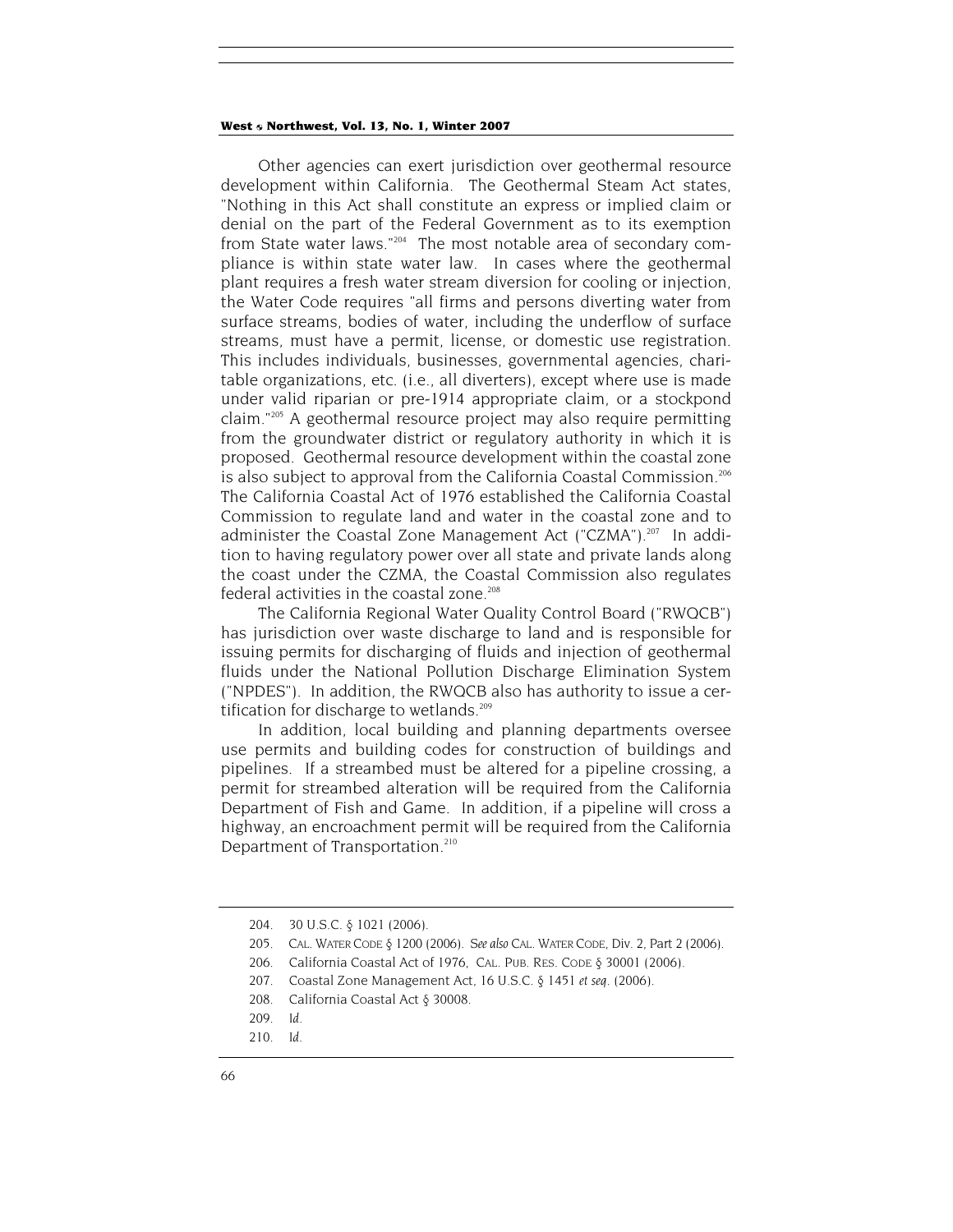Other agencies can exert jurisdiction over geothermal resource development within California. The Geothermal Steam Act states, "Nothing in this Act shall constitute an express or implied claim or denial on the part of the Federal Government as to its exemption from State water laws."[204] The most notable area of secondary compliance is within state water law. In cases where the geothermal plant requires a fresh water stream diversion for cooling or injection, the Water Code requires "all firms and persons diverting water from surface streams, bodies of water, including the underflow of surface streams, must have a permit, license, or domestic use registration. This includes individuals, businesses, governmental agencies, charitable organizations, etc. (i.e., all diverters), except where use is made under valid riparian or pre-1914 appropriate claim, or a stockpond claim."[205] A geothermal resource project may also require permitting from the groundwater district or regulatory authority in which it is proposed. Geothermal resource development within the coastal zone is also subject to approval from the California Coastal Commission.[206] The California Coastal Act of 1976 established the California Coastal Commission to regulate land and water in the coastal zone and to administer the Coastal Zone Management Act ("CZMA").[207] In addition to having regulatory power over all state and private lands along the coast under the CZMA, the Coastal Commission also regulates federal activities in the coastal zone.[208]

The California Regional Water Quality Control Board ("RWQCB") has jurisdiction over waste discharge to land and is responsible for issuing permits for discharging of fluids and injection of geothermal fluids under the National Pollution Discharge Elimination System ("NPDES"). In addition, the RWQCB also has authority to issue a certification for discharge to wetlands.[209]

In addition, local building and planning departments oversee use permits and building codes for construction of buildings and pipelines. If a streambed must be altered for a pipeline crossing, a permit for streambed alteration will be required from the California Department of Fish and Game. In addition, if a pipeline will cross a highway, an encroachment permit will be required from the California Department of Transportation.[210]

---

204. 30 U.S.C. § 1021 (2006).

205. CAL. WATER CODE § 1200 (2006). *See also* CAL. WATER CODE, Div. 2, Part 2 (2006).

206. California Coastal Act of 1976, CAL. PUB. RES. CODE § 30001 (2006).

207. Coastal Zone Management Act, 16 U.S.C. § 1451 *et seq*. (2006).

208. California Coastal Act § 30008.

209. *Id*.

210. *Id*.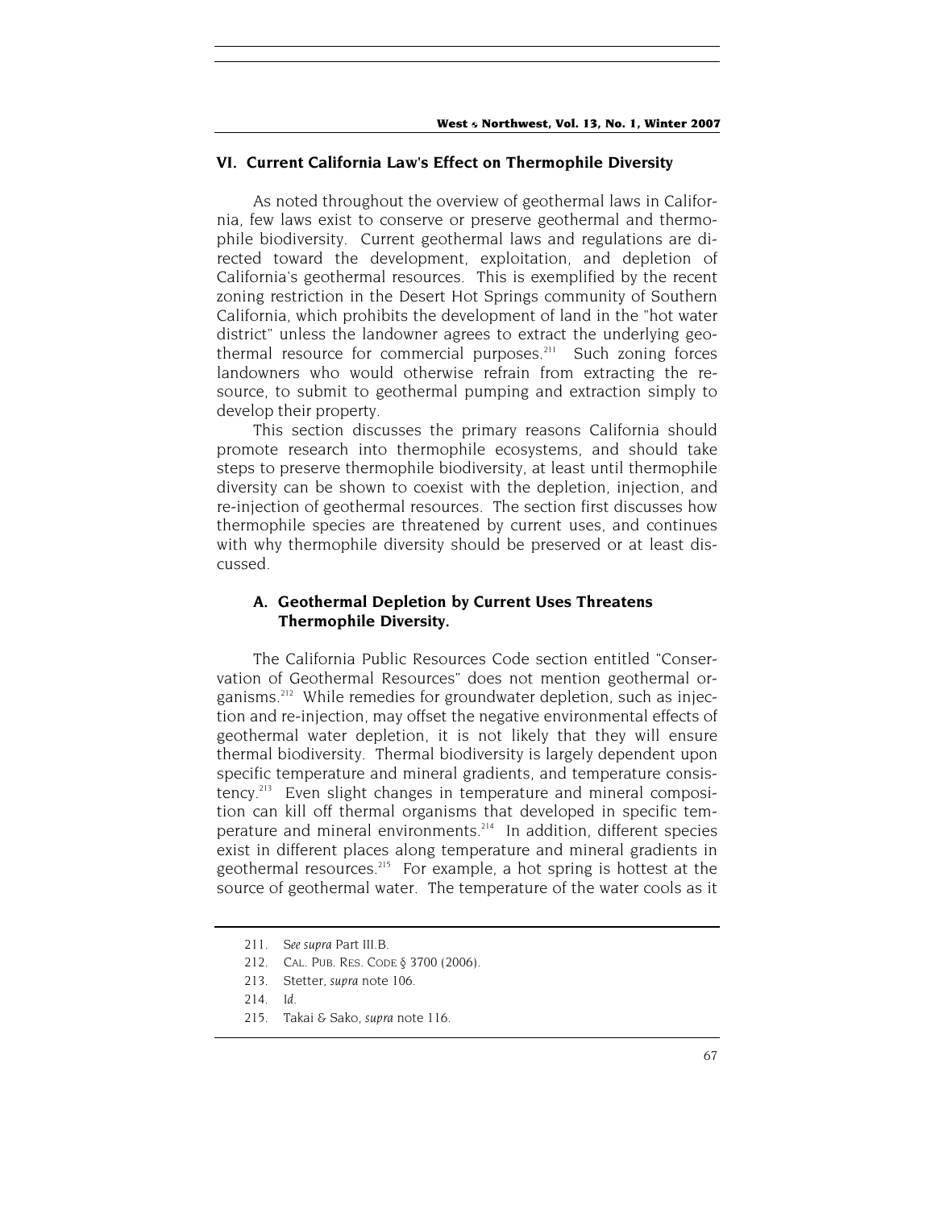## VI. Current California Law's Effect on Thermophile Diversity

As noted throughout the overview of geothermal laws in California, few laws exist to conserve or preserve geothermal and thermophile biodiversity. Current geothermal laws and regulations are directed toward the development, exploitation, and depletion of California's geothermal resources. This is exemplified by the recent zoning restriction in the Desert Hot Springs community of Southern California, which prohibits the development of land in the "hot water district" unless the landowner agrees to extract the underlying geothermal resource for commercial purposes.[211] Such zoning forces landowners who would otherwise refrain from extracting the resource, to submit to geothermal pumping and extraction simply to develop their property.

This section discusses the primary reasons California should promote research into thermophile ecosystems, and should take steps to preserve thermophile biodiversity, at least until thermophile diversity can be shown to coexist with the depletion, injection, and re-injection of geothermal resources. The section first discusses how thermophile species are threatened by current uses, and continues with why thermophile diversity should be preserved or at least discussed.

### A. Geothermal Depletion by Current Uses Threatens Thermophile Diversity.

The California Public Resources Code section entitled "Conservation of Geothermal Resources" does not mention geothermal organisms.[212] While remedies for groundwater depletion, such as injection and re-injection, may offset the negative environmental effects of geothermal water depletion, it is not likely that they will ensure thermal biodiversity. Thermal biodiversity is largely dependent upon specific temperature and mineral gradients, and temperature consistency.[213] Even slight changes in temperature and mineral composition can kill off thermal organisms that developed in specific temperature and mineral environments.[214] In addition, different species exist in different places along temperature and mineral gradients in geothermal resources.[215] For example, a hot spring is hottest at the source of geothermal water. The temperature of the water cools as it

---

211. *See supra* Part III.B.

212. CAL. PUB. RES. CODE § 3700 (2006).

213. Stetter, *supra* note 106.

214. *Id.*

215. Takai & Sako, *supra* note 116.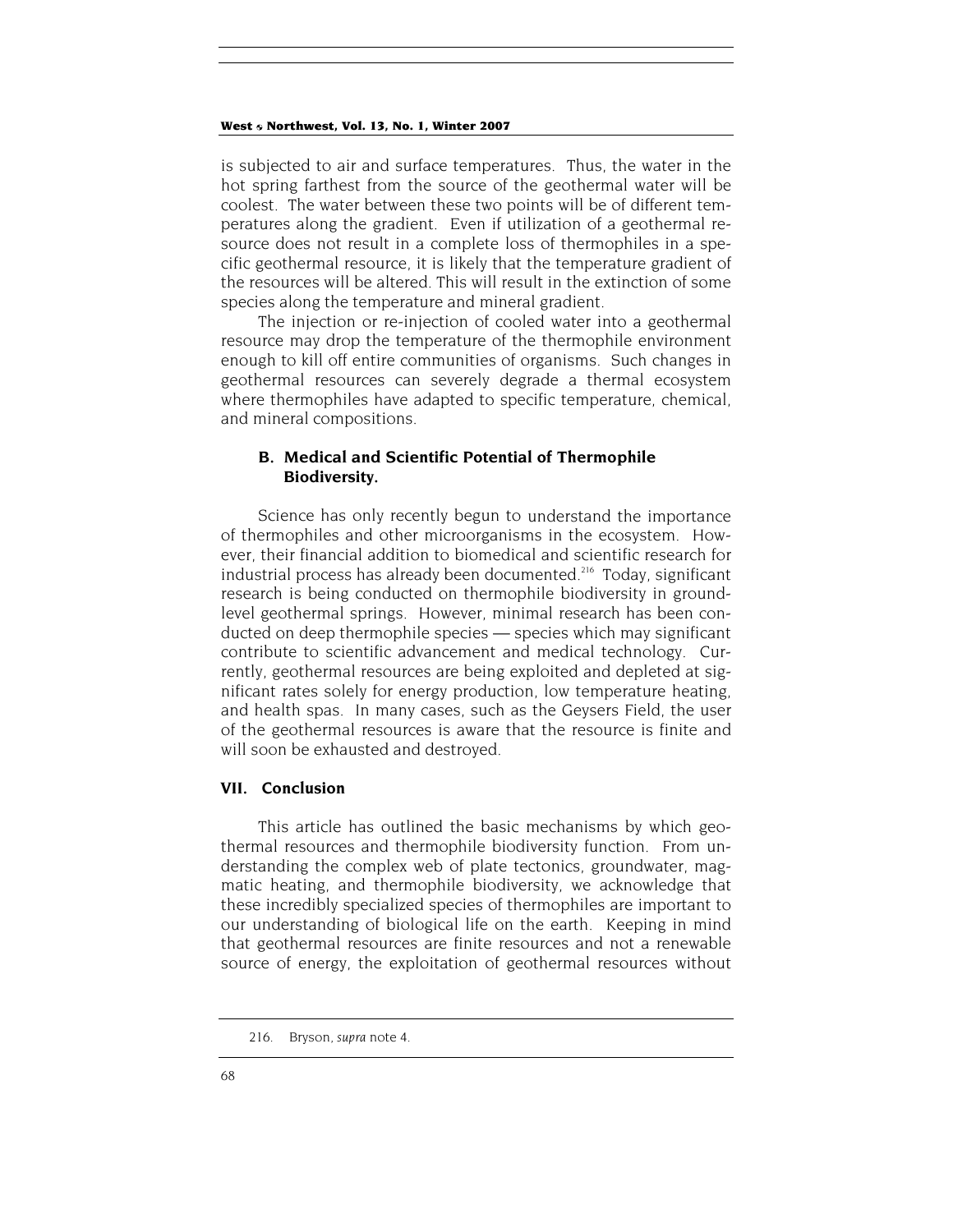is subjected to air and surface temperatures. Thus, the water in the hot spring farthest from the source of the geothermal water will be coolest. The water between these two points will be of different temperatures along the gradient. Even if utilization of a geothermal resource does not result in a complete loss of thermophiles in a specific geothermal resource, it is likely that the temperature gradient of the resources will be altered. This will result in the extinction of some species along the temperature and mineral gradient.

The injection or re-injection of cooled water into a geothermal resource may drop the temperature of the thermophile environment enough to kill off entire communities of organisms. Such changes in geothermal resources can severely degrade a thermal ecosystem where thermophiles have adapted to specific temperature, chemical, and mineral compositions.

### B. Medical and Scientific Potential of Thermophile Biodiversity.

Science has only recently begun to understand the importance of thermophiles and other microorganisms in the ecosystem. However, their financial addition to biomedical and scientific research for industrial process has already been documented.[216] Today, significant research is being conducted on thermophile biodiversity in ground-level geothermal springs. However, minimal research has been conducted on deep thermophile species — species which may significant contribute to scientific advancement and medical technology. Currently, geothermal resources are being exploited and depleted at significant rates solely for energy production, low temperature heating, and health spas. In many cases, such as the Geysers Field, the user of the geothermal resources is aware that the resource is finite and will soon be exhausted and destroyed.

## VII. Conclusion

This article has outlined the basic mechanisms by which geothermal resources and thermophile biodiversity function. From understanding the complex web of plate tectonics, groundwater, magmatic heating, and thermophile biodiversity, we acknowledge that these incredibly specialized species of thermophiles are important to our understanding of biological life on the earth. Keeping in mind that geothermal resources are finite resources and not a renewable source of energy, the exploitation of geothermal resources without

---

216. Bryson, *supra* note 4.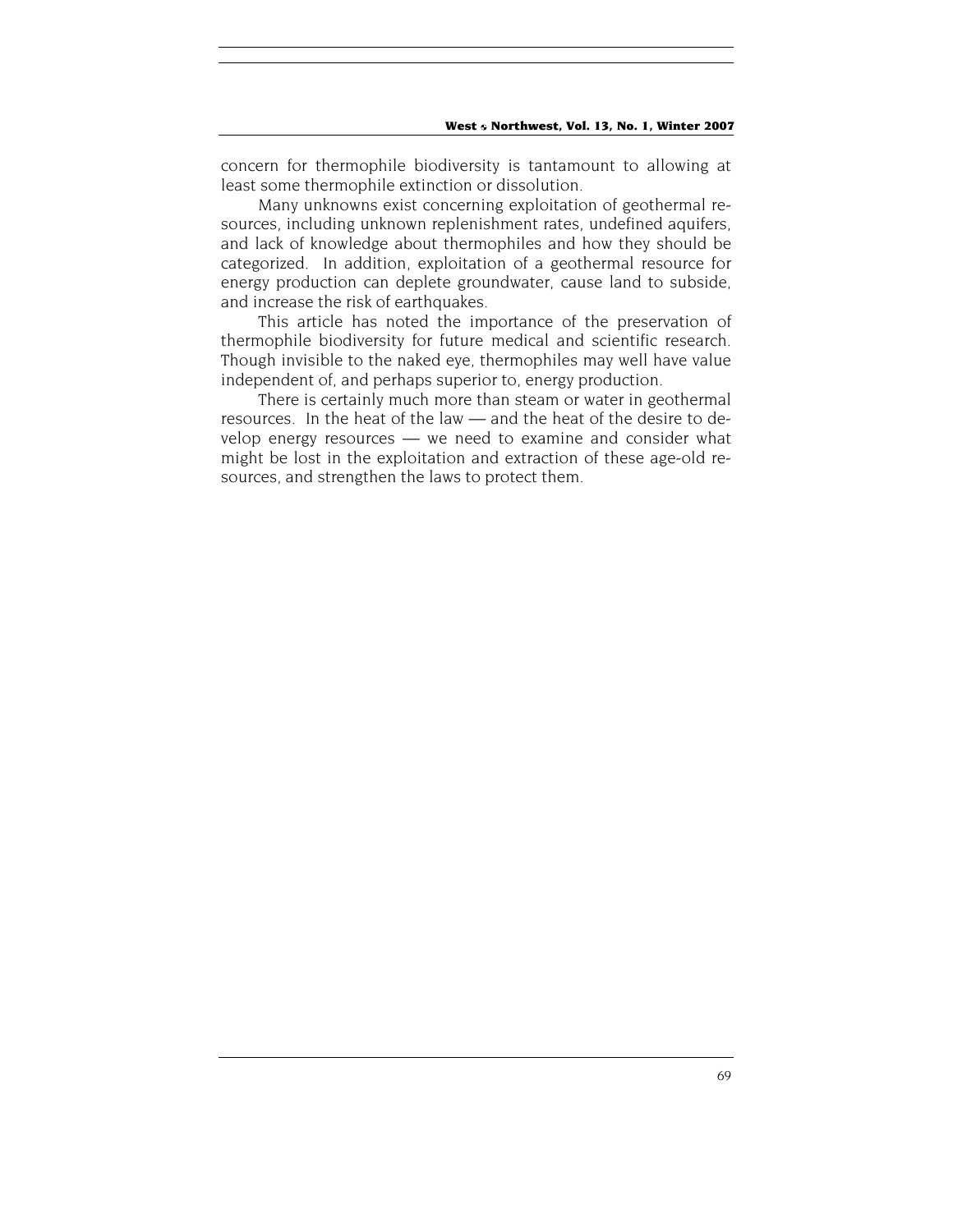concern for thermophile biodiversity is tantamount to allowing at least some thermophile extinction or dissolution.

Many unknowns exist concerning exploitation of geothermal resources, including unknown replenishment rates, undefined aquifers, and lack of knowledge about thermophiles and how they should be categorized. In addition, exploitation of a geothermal resource for energy production can deplete groundwater, cause land to subside, and increase the risk of earthquakes.

This article has noted the importance of the preservation of thermophile biodiversity for future medical and scientific research. Though invisible to the naked eye, thermophiles may well have value independent of, and perhaps superior to, energy production.

There is certainly much more than steam or water in geothermal resources. In the heat of the law — and the heat of the desire to develop energy resources — we need to examine and consider what might be lost in the exploitation and extraction of these age-old resources, and strengthen the laws to protect them.